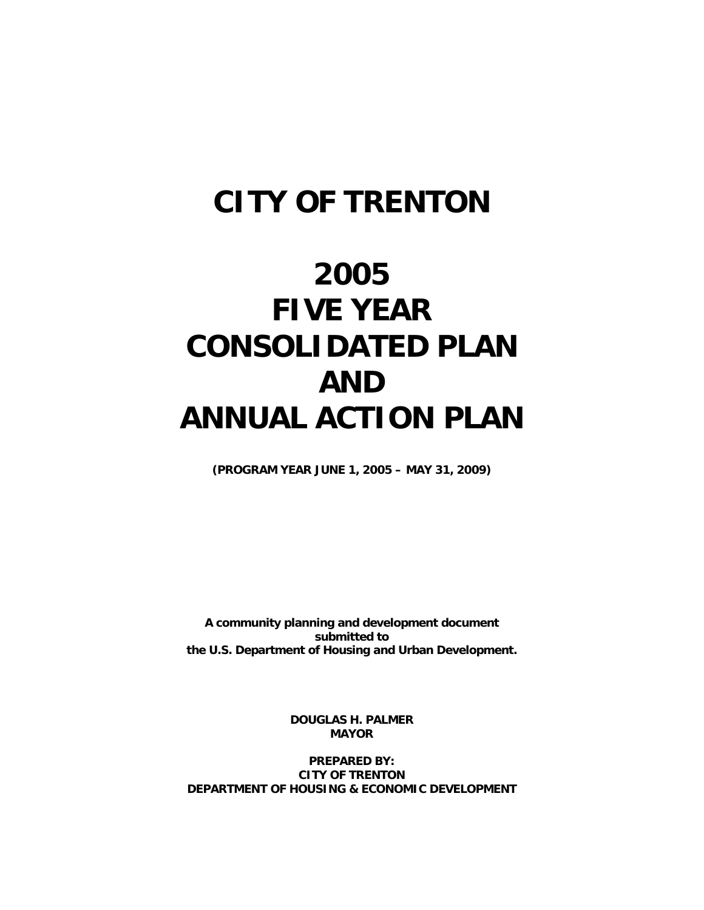# CITY OF TRENTON

# 2005 FIVE YEAR CONSOLIDATED PLAN AND ANNUAL ACTION PLAN

**(PROGRAM YEAR JUNE 1, 2005 – MAY 31, 2009)**

**A community planning and development document submitted to the U.S. Department of Housing and Urban Development.**

**DOUGLAS H. PALMER**
**MAYOR**

**PREPARED BY:**
**CITY OF TRENTON**
**DEPARTMENT OF HOUSING & ECONOMIC DEVELOPMENT**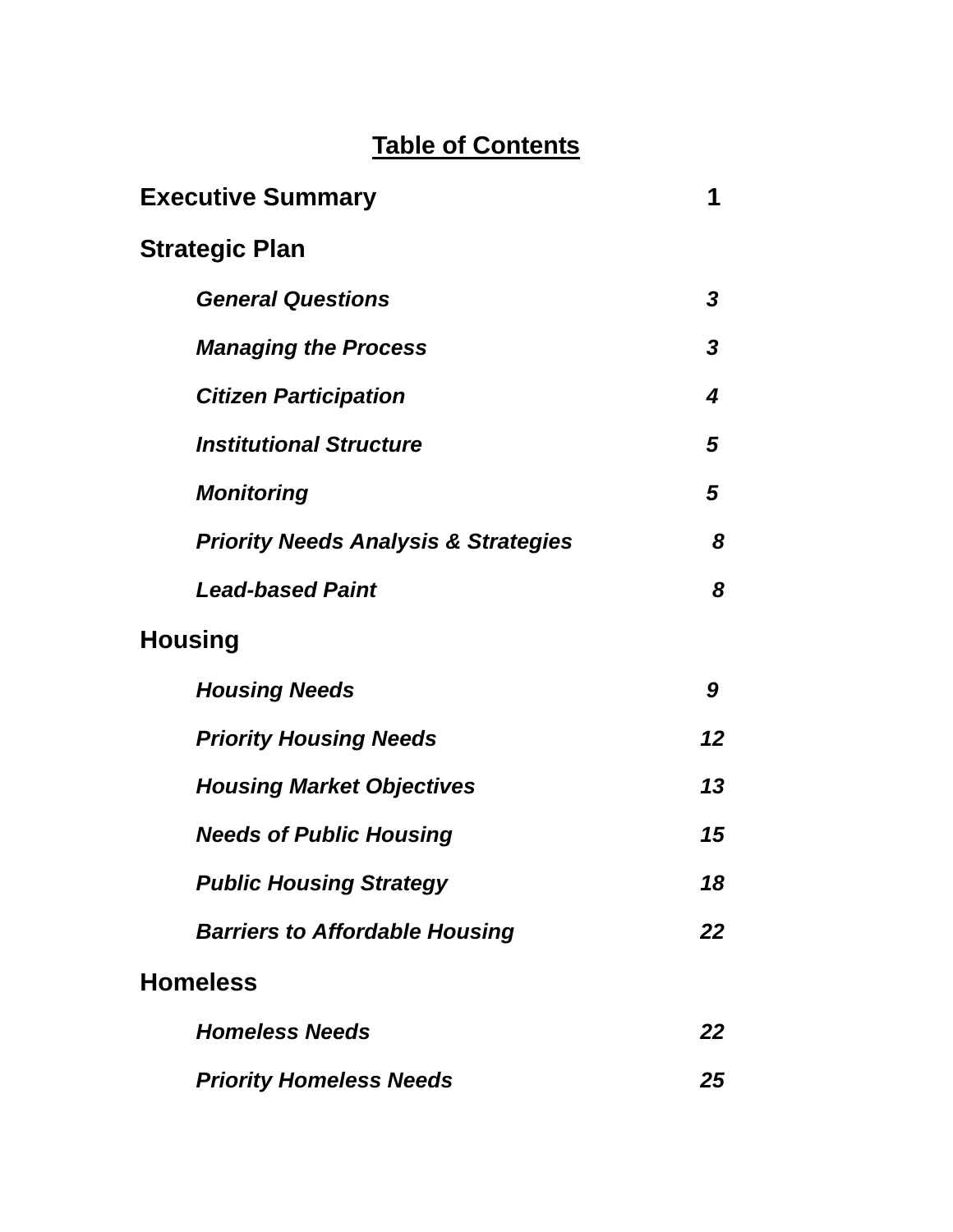# Table of Contents

| | |
|---|---|
| **Executive Summary** | **1** |
| **Strategic Plan** | |
| ***General Questions*** | ***3*** |
| ***Managing the Process*** | ***3*** |
| ***Citizen Participation*** | ***4*** |
| ***Institutional Structure*** | ***5*** |
| ***Monitoring*** | ***5*** |
| ***Priority Needs Analysis & Strategies*** | ***8*** |
| ***Lead-based Paint*** | ***8*** |
| **Housing** | |
| ***Housing Needs*** | ***9*** |
| ***Priority Housing Needs*** | ***12*** |
| ***Housing Market Objectives*** | ***13*** |
| ***Needs of Public Housing*** | ***15*** |
| ***Public Housing Strategy*** | ***18*** |
| ***Barriers to Affordable Housing*** | ***22*** |
| **Homeless** | |
| ***Homeless Needs*** | ***22*** |
| ***Priority Homeless Needs*** | ***25*** |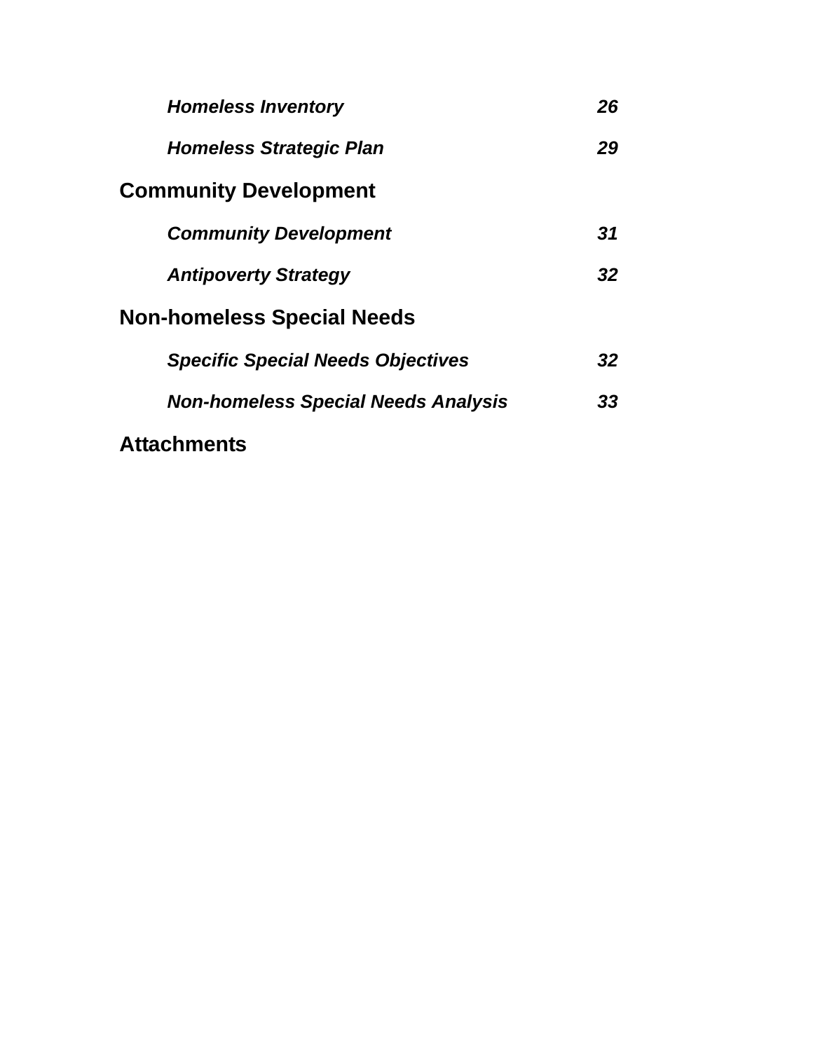| | |
|---|---|
| ***Homeless Inventory*** | ***26*** |
| ***Homeless Strategic Plan*** | ***29*** |
| **Community Development** | |
| ***Community Development*** | ***31*** |
| ***Antipoverty Strategy*** | ***32*** |
| **Non-homeless Special Needs** | |
| ***Specific Special Needs Objectives*** | ***32*** |
| ***Non-homeless Special Needs Analysis*** | ***33*** |
| **Attachments** | |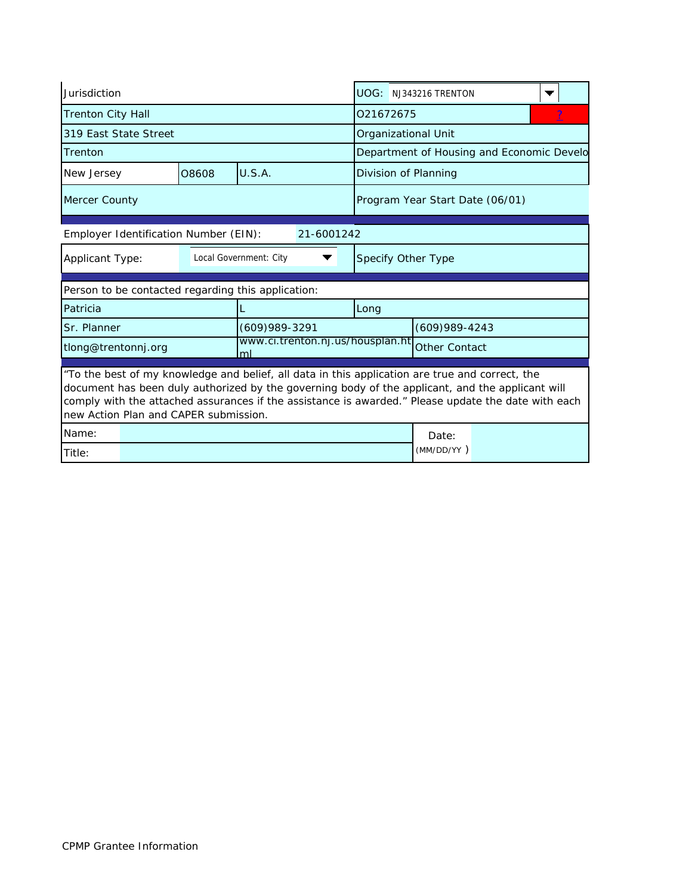| Jurisdiction | | | UOG: NJ343216 TRENTON | |
|---|---|---|---|---|
| Trenton City Hall | | | 021672675 | ? |
| 319 East State Street | | | Organizational Unit | |
| Trenton | | | Department of Housing and Economic Develo | |
| New Jersey | 08608 | U.S.A. | Division of Planning | |
| Mercer County | | | Program Year Start Date (06/01) | |

| Employer Identification Number (EIN): | 21-6001242 | |
|---|---|---|
| Applicant Type: | Local Government: City | Specify Other Type |

| Person to be contacted regarding this application: | | | |
|---|---|---|---|
| Patricia | L | Long | |
| Sr. Planner | (609)989-3291 | | (609)989-4243 |
| tlong@trentonnj.org | www.ci.trenton.nj.us/housplan.html | | Other Contact |

"To the best of my knowledge and belief, all data in this application are true and correct, the document has been duly authorized by the governing body of the applicant, and the applicant will comply with the attached assurances if the assistance is awarded." Please update the date with each new Action Plan and CAPER submission.

| Name: | | Date: (MM/DD/YY) | |
|---|---|---|---|
| Title: | | | |

CPMP Grantee Information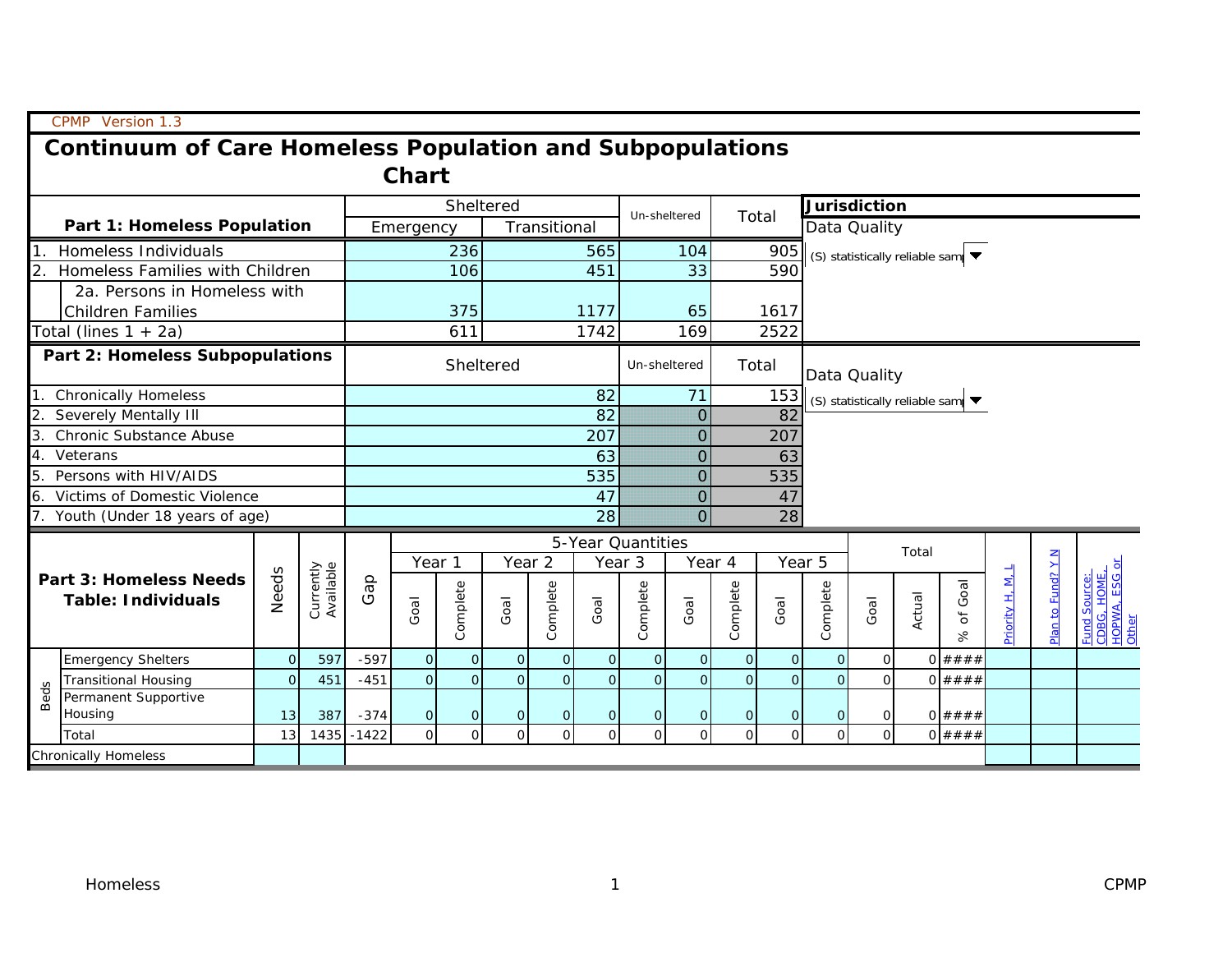CPMP Version 1.3

# Continuum of Care Homeless Population and Subpopulations Chart

| Part 1: Homeless Population | Sheltered | | Un-sheltered | Total | Jurisdiction |
|---|---|---|---|---|---|
| | Emergency | Transitional | | | Data Quality |
| 1. Homeless Individuals | 236 | 565 | 104 | 905 | (S) statistically reliable sam |
| 2. Homeless Families with Children | 106 | 451 | 33 | 590 | |
| 2a. Persons in Homeless with Children Families | 375 | 1177 | 65 | 1617 | |
| Total (lines 1 + 2a) | 611 | 1742 | 169 | 2522 | |

| Part 2: Homeless Subpopulations | Sheltered | Un-sheltered | Total | Data Quality |
|---|---|---|---|---|
| 1. Chronically Homeless | 82 | 71 | 153 | (S) statistically reliable sam |
| 2. Severely Mentally Ill | 82 | 0 | 82 | |
| 3. Chronic Substance Abuse | 207 | 0 | 207 | |
| 4. Veterans | 63 | 0 | 63 | |
| 5. Persons with HIV/AIDS | 535 | 0 | 535 | |
| 6. Victims of Domestic Violence | 47 | 0 | 47 | |
| 7. Youth (Under 18 years of age) | 28 | 0 | 28 | |

| Part 3: Homeless Needs Table: Individuals | | Needs | Currently Available | Gap | 5-Year Quantities | | | | | | | | | | Total | | | Priority H, M, L | Plan to Fund? Y N | Fund Source: CDBG, HOME, HOPWA, ESG or Other |
|---|---|---|---|---|---|---|---|---|---|---|---|---|---|---|---|---|---|---|---|---|
| | | | | | Year 1 | | Year 2 | | Year 3 | | Year 4 | | Year 5 | | | | | | | |
| | | | | | Goal | Complete | Goal | Complete | Goal | Complete | Goal | Complete | Goal | Complete | Goal | Actual | % of Goal | | | |
| Beds | Emergency Shelters | 0 | 597 | -597 | 0 | 0 | 0 | 0 | 0 | 0 | 0 | 0 | 0 | 0 | 0 | 0 | #### | | | |
| | Transitional Housing | 0 | 451 | -451 | 0 | 0 | 0 | 0 | 0 | 0 | 0 | 0 | 0 | 0 | 0 | 0 | #### | | | |
| | Permanent Supportive Housing | 13 | 387 | -374 | 0 | 0 | 0 | 0 | 0 | 0 | 0 | 0 | 0 | 0 | 0 | 0 | #### | | | |
| | Total | 13 | 1435 | -1422 | 0 | 0 | 0 | 0 | 0 | 0 | 0 | 0 | 0 | 0 | 0 | 0 | #### | | | |
| Chronically Homeless | | | | | | | | | | | | | | | | | | | | |

Homeless

CPMP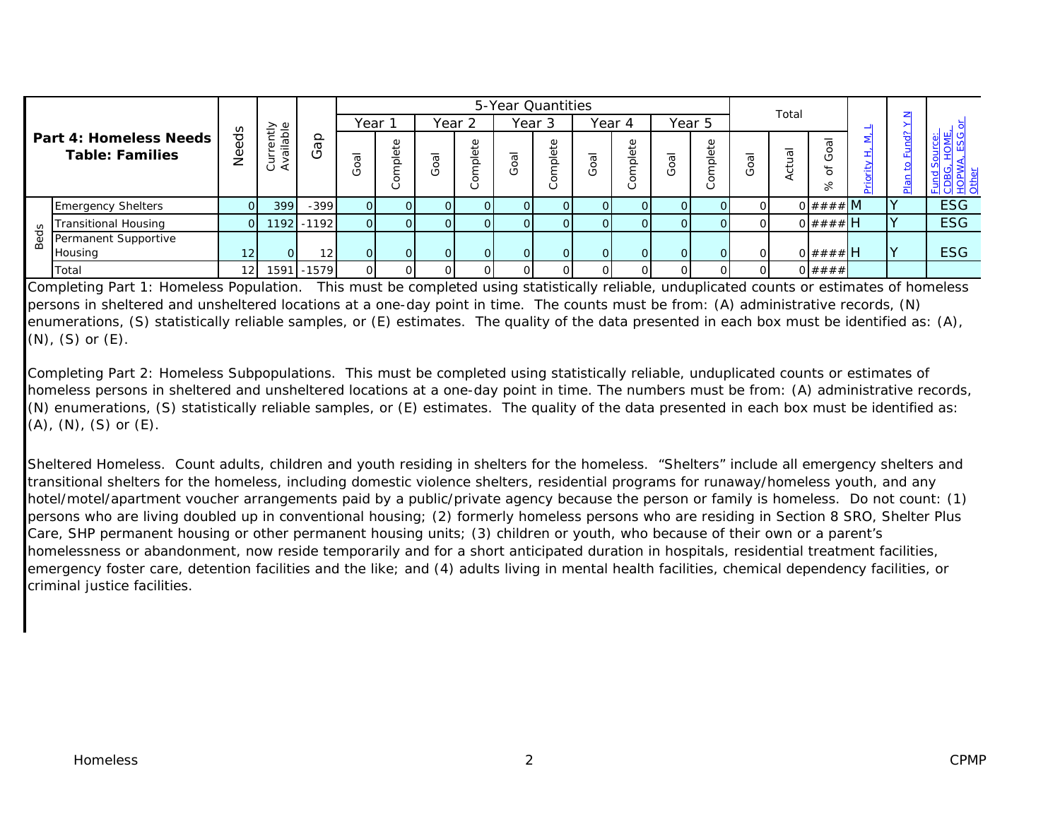| Part 4: Homeless Needs Table: Families | | Needs | Currently Available | Gap | 5-Year Quantities | | | | | | | | | | Total | | | Priority H, M, L | Plan to Fund? Y N | Fund Source: CDBG, HOME, HOPWA, ESG or Other |
|---|---|---|---|---|---|---|---|---|---|---|---|---|---|---|---|---|---|---|---|---|
| | | | | | Year 1 | | Year 2 | | Year 3 | | Year 4 | | Year 5 | | | | | | | |
| | | | | | Goal | Complete | Goal | Complete | Goal | Complete | Goal | Complete | Goal | Complete | Goal | Actual | % of Goal | | | |
| Beds | Emergency Shelters | 0 | 399 | -399 | 0 | 0 | 0 | 0 | 0 | 0 | 0 | 0 | 0 | 0 | 0 | 0 | #### | M | Y | ESG |
| | Transitional Housing | 0 | 1192 | -1192 | 0 | 0 | 0 | 0 | 0 | 0 | 0 | 0 | 0 | 0 | 0 | 0 | #### | H | Y | ESG |
| | Permanent Supportive Housing | 12 | 0 | 12 | 0 | 0 | 0 | 0 | 0 | 0 | 0 | 0 | 0 | 0 | 0 | 0 | #### | H | Y | ESG |
| | Total | 12 | 1591 | -1579 | 0 | 0 | 0 | 0 | 0 | 0 | 0 | 0 | 0 | 0 | 0 | 0 | #### | | | |

Completing Part 1: Homeless Population. This must be completed using statistically reliable, unduplicated counts or estimates of homeless persons in sheltered and unsheltered locations at a one-day point in time. The counts must be from: (A) administrative records, (N) enumerations, (S) statistically reliable samples, or (E) estimates. The quality of the data presented in each box must be identified as: (A), (N), (S) or (E).

Completing Part 2: Homeless Subpopulations. This must be completed using statistically reliable, unduplicated counts or estimates of homeless persons in sheltered and unsheltered locations at a one-day point in time. The numbers must be from: (A) administrative records, (N) enumerations, (S) statistically reliable samples, or (E) estimates. The quality of the data presented in each box must be identified as: (A), (N), (S) or (E).

Sheltered Homeless. Count adults, children and youth residing in shelters for the homeless. "Shelters" include all emergency shelters and transitional shelters for the homeless, including domestic violence shelters, residential programs for runaway/homeless youth, and any hotel/motel/apartment voucher arrangements paid by a public/private agency because the person or family is homeless. Do not count: (1) persons who are living doubled up in conventional housing; (2) formerly homeless persons who are residing in Section 8 SRO, Shelter Plus Care, SHP permanent housing or other permanent housing units; (3) children or youth, who because of their own or a parent's homelessness or abandonment, now reside temporarily and for a short anticipated duration in hospitals, residential treatment facilities, emergency foster care, detention facilities and the like; and (4) adults living in mental health facilities, chemical dependency facilities, or criminal justice facilities.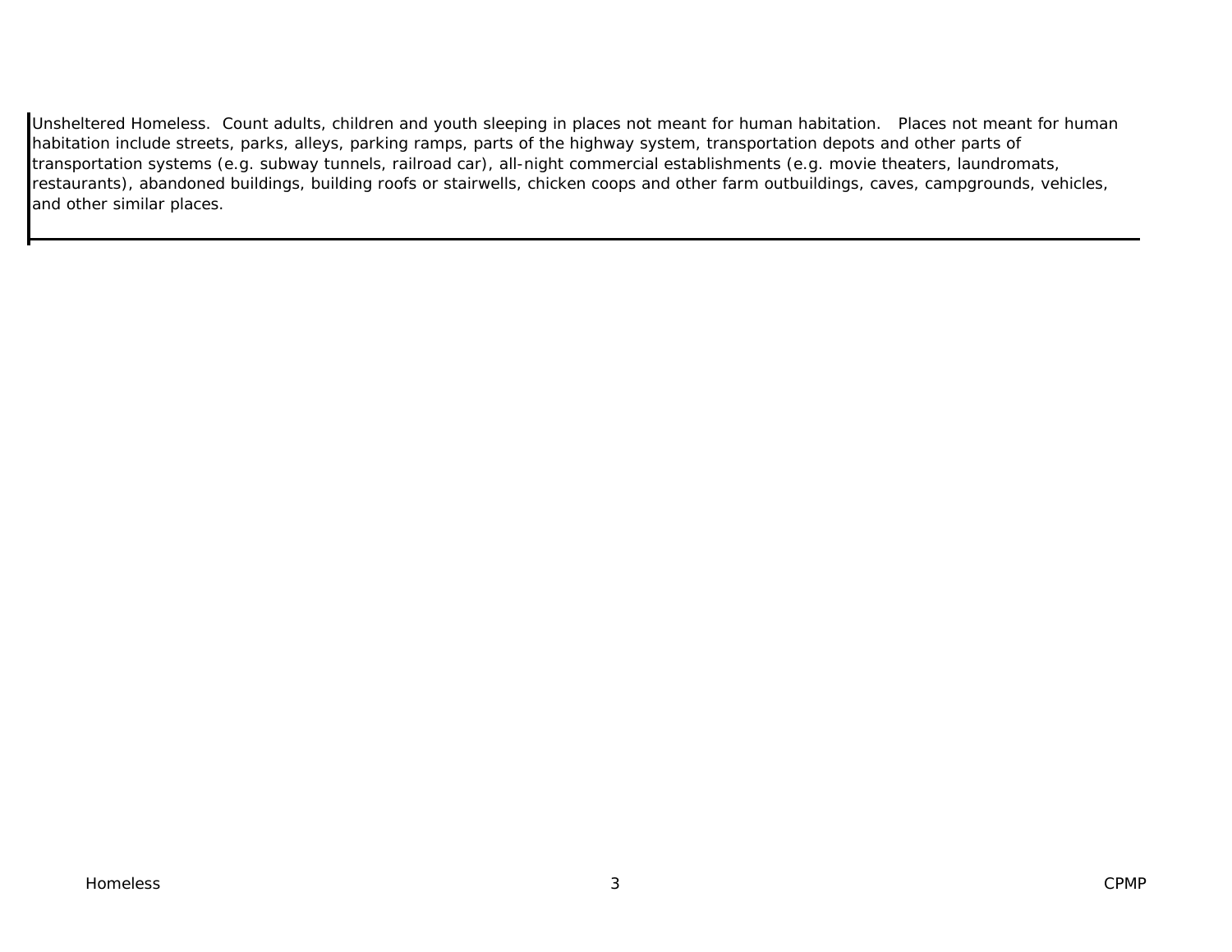Unsheltered Homeless. Count adults, children and youth sleeping in places not meant for human habitation. Places not meant for human habitation include streets, parks, alleys, parking ramps, parts of the highway system, transportation depots and other parts of transportation systems (e.g. subway tunnels, railroad car), all-night commercial establishments (e.g. movie theaters, laundromats, restaurants), abandoned buildings, building roofs or stairwells, chicken coops and other farm outbuildings, caves, campgrounds, vehicles, and other similar places.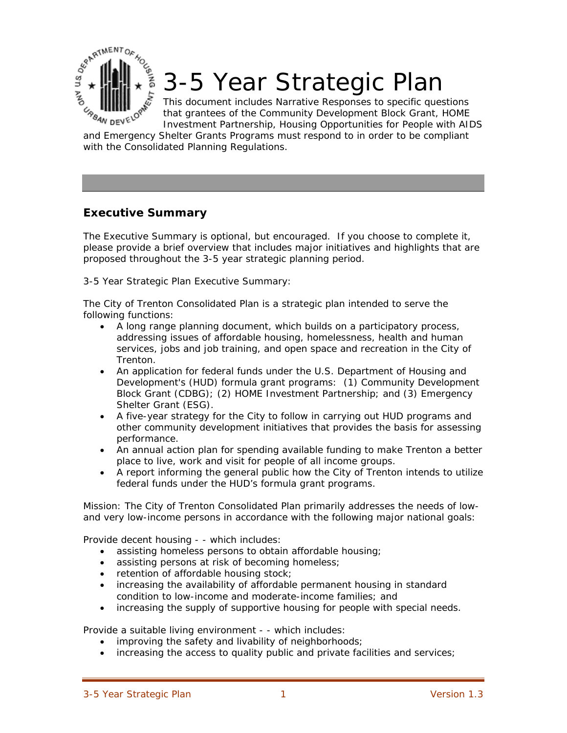# 3-5 Year Strategic Plan

This document includes Narrative Responses to specific questions that grantees of the Community Development Block Grant, HOME Investment Partnership, Housing Opportunities for People with AIDS and Emergency Shelter Grants Programs must respond to in order to be compliant with the Consolidated Planning Regulations.

## Executive Summary

The Executive Summary is optional, but encouraged. If you choose to complete it, please provide a brief overview that includes major initiatives and highlights that are proposed throughout the 3-5 year strategic planning period.

3-5 Year Strategic Plan Executive Summary:

The City of Trenton Consolidated Plan is a strategic plan intended to serve the following functions:

- A long range planning document, which builds on a participatory process, addressing issues of affordable housing, homelessness, health and human services, jobs and job training, and open space and recreation in the City of Trenton.
- An application for federal funds under the U.S. Department of Housing and Development's (HUD) formula grant programs: (1) Community Development Block Grant (CDBG); (2) HOME Investment Partnership; and (3) Emergency Shelter Grant (ESG).
- A five-year strategy for the City to follow in carrying out HUD programs and other community development initiatives that provides the basis for assessing performance.
- An annual action plan for spending available funding to make Trenton a better place to live, work and visit for people of all income groups.
- A report informing the general public how the City of Trenton intends to utilize federal funds under the HUD's formula grant programs.

Mission: The City of Trenton Consolidated Plan primarily addresses the needs of low- and very low-income persons in accordance with the following major national goals:

Provide decent housing - - which includes:

- assisting homeless persons to obtain affordable housing;
- assisting persons at risk of becoming homeless;
- retention of affordable housing stock;
- increasing the availability of affordable permanent housing in standard condition to low-income and moderate-income families; and
- increasing the supply of supportive housing for people with special needs.

Provide a suitable living environment - - which includes:

- improving the safety and livability of neighborhoods;
- increasing the access to quality public and private facilities and services;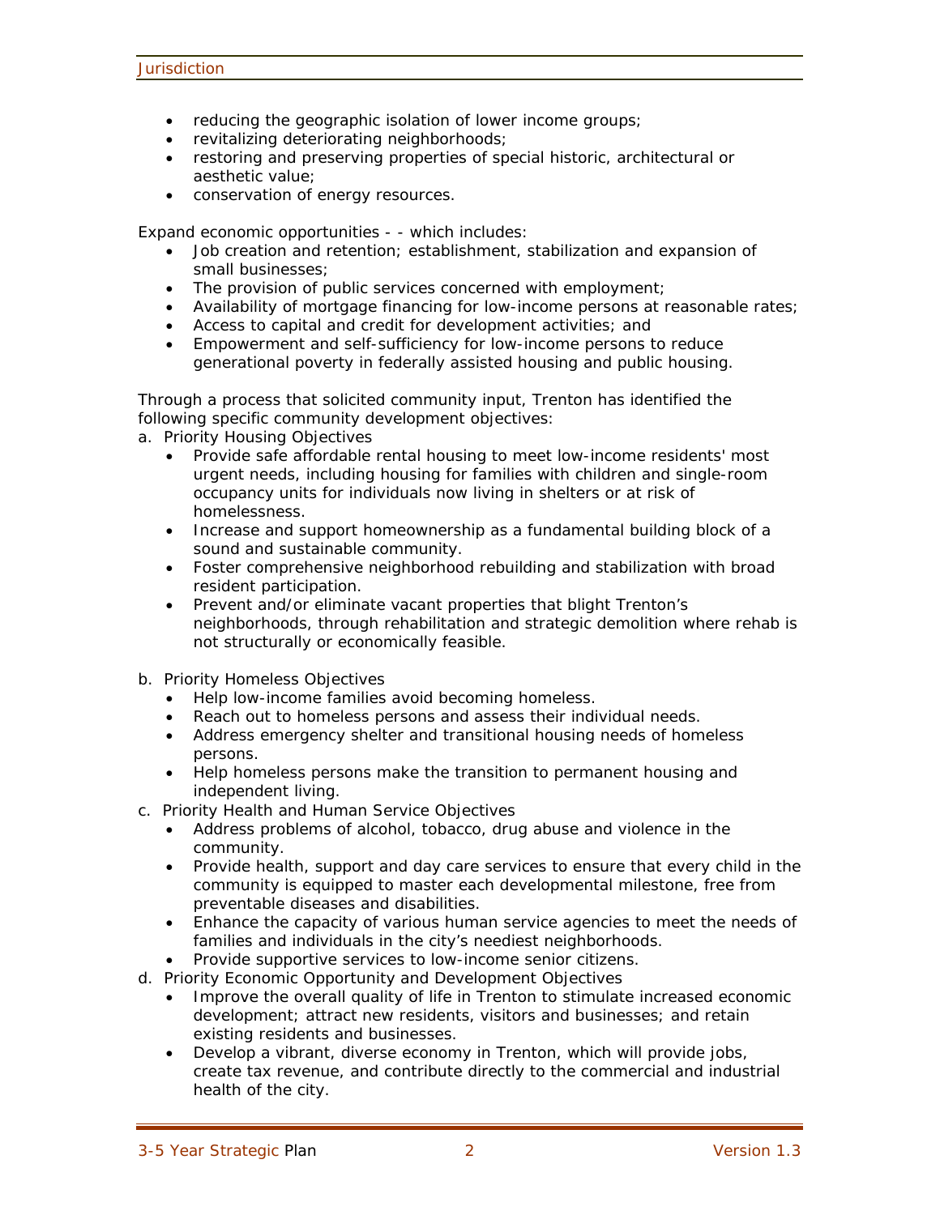- reducing the geographic isolation of lower income groups;
- revitalizing deteriorating neighborhoods;
- restoring and preserving properties of special historic, architectural or aesthetic value;
- conservation of energy resources.

Expand economic opportunities - - which includes:

- Job creation and retention; establishment, stabilization and expansion of small businesses;
- The provision of public services concerned with employment;
- Availability of mortgage financing for low-income persons at reasonable rates;
- Access to capital and credit for development activities; and
- Empowerment and self-sufficiency for low-income persons to reduce generational poverty in federally assisted housing and public housing.

Through a process that solicited community input, Trenton has identified the following specific community development objectives:

a. Priority Housing Objectives
   - Provide safe affordable rental housing to meet low-income residents' most urgent needs, including housing for families with children and single-room occupancy units for individuals now living in shelters or at risk of homelessness.
   - Increase and support homeownership as a fundamental building block of a sound and sustainable community.
   - Foster comprehensive neighborhood rebuilding and stabilization with broad resident participation.
   - Prevent and/or eliminate vacant properties that blight Trenton's neighborhoods, through rehabilitation and strategic demolition where rehab is not structurally or economically feasible.

b. Priority Homeless Objectives
   - Help low-income families avoid becoming homeless.
   - Reach out to homeless persons and assess their individual needs.
   - Address emergency shelter and transitional housing needs of homeless persons.
   - Help homeless persons make the transition to permanent housing and independent living.

c. Priority Health and Human Service Objectives
   - Address problems of alcohol, tobacco, drug abuse and violence in the community.
   - Provide health, support and day care services to ensure that every child in the community is equipped to master each developmental milestone, free from preventable diseases and disabilities.
   - Enhance the capacity of various human service agencies to meet the needs of families and individuals in the city's neediest neighborhoods.
   - Provide supportive services to low-income senior citizens.

d. Priority Economic Opportunity and Development Objectives
   - Improve the overall quality of life in Trenton to stimulate increased economic development; attract new residents, visitors and businesses; and retain existing residents and businesses.
   - Develop a vibrant, diverse economy in Trenton, which will provide jobs, create tax revenue, and contribute directly to the commercial and industrial health of the city.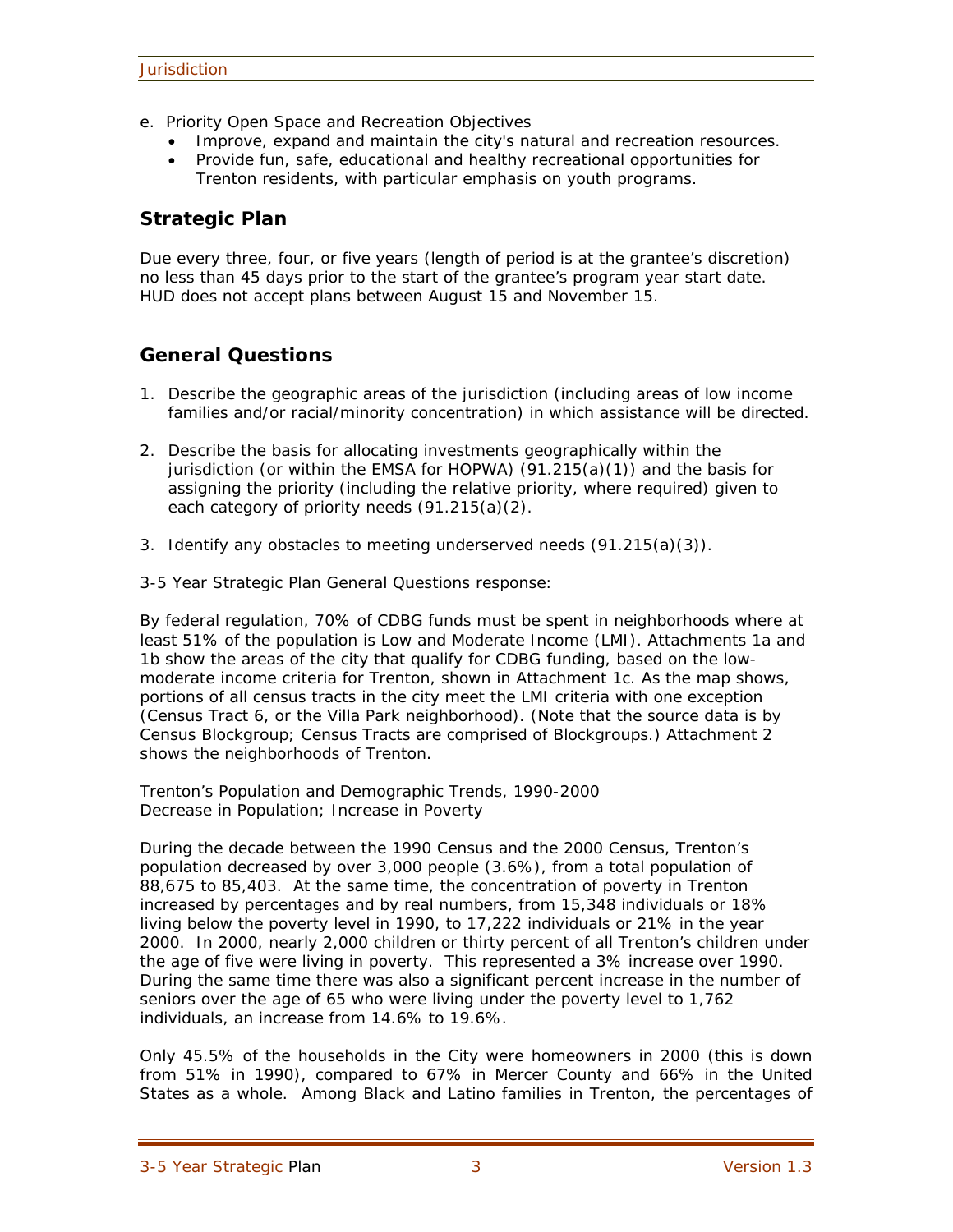e. Priority Open Space and Recreation Objectives
   - Improve, expand and maintain the city's natural and recreation resources.
   - Provide fun, safe, educational and healthy recreational opportunities for Trenton residents, with particular emphasis on youth programs.

## Strategic Plan

Due every three, four, or five years (length of period is at the grantee's discretion) no less than 45 days prior to the start of the grantee's program year start date. HUD does not accept plans between August 15 and November 15.

## General Questions

1. Describe the geographic areas of the jurisdiction (including areas of low income families and/or racial/minority concentration) in which assistance will be directed.

2. Describe the basis for allocating investments geographically within the jurisdiction (or within the EMSA for HOPWA) (91.215(a)(1)) and the basis for assigning the priority (including the relative priority, where required) given to each category of priority needs (91.215(a)(2).

3. Identify any obstacles to meeting underserved needs (91.215(a)(3)).

3-5 Year Strategic Plan General Questions response:

By federal regulation, 70% of CDBG funds must be spent in neighborhoods where at least 51% of the population is Low and Moderate Income (LMI). Attachments 1a and 1b show the areas of the city that qualify for CDBG funding, based on the low-moderate income criteria for Trenton, shown in Attachment 1c. As the map shows, portions of all census tracts in the city meet the LMI criteria with one exception (Census Tract 6, or the Villa Park neighborhood). (Note that the source data is by Census Blockgroup; Census Tracts are comprised of Blockgroups.) Attachment 2 shows the neighborhoods of Trenton.

Trenton's Population and Demographic Trends, 1990-2000
Decrease in Population; Increase in Poverty

During the decade between the 1990 Census and the 2000 Census, Trenton's population decreased by over 3,000 people (3.6%), from a total population of 88,675 to 85,403. At the same time, the concentration of poverty in Trenton increased by percentages and by real numbers, from 15,348 individuals or 18% living below the poverty level in 1990, to 17,222 individuals or 21% in the year 2000. In 2000, nearly 2,000 children or thirty percent of all Trenton's children under the age of five were living in poverty. This represented a 3% increase over 1990. During the same time there was also a significant percent increase in the number of seniors over the age of 65 who were living under the poverty level to 1,762 individuals, an increase from 14.6% to 19.6%.

Only 45.5% of the households in the City were homeowners in 2000 (this is down from 51% in 1990), compared to 67% in Mercer County and 66% in the United States as a whole. Among Black and Latino families in Trenton, the percentages of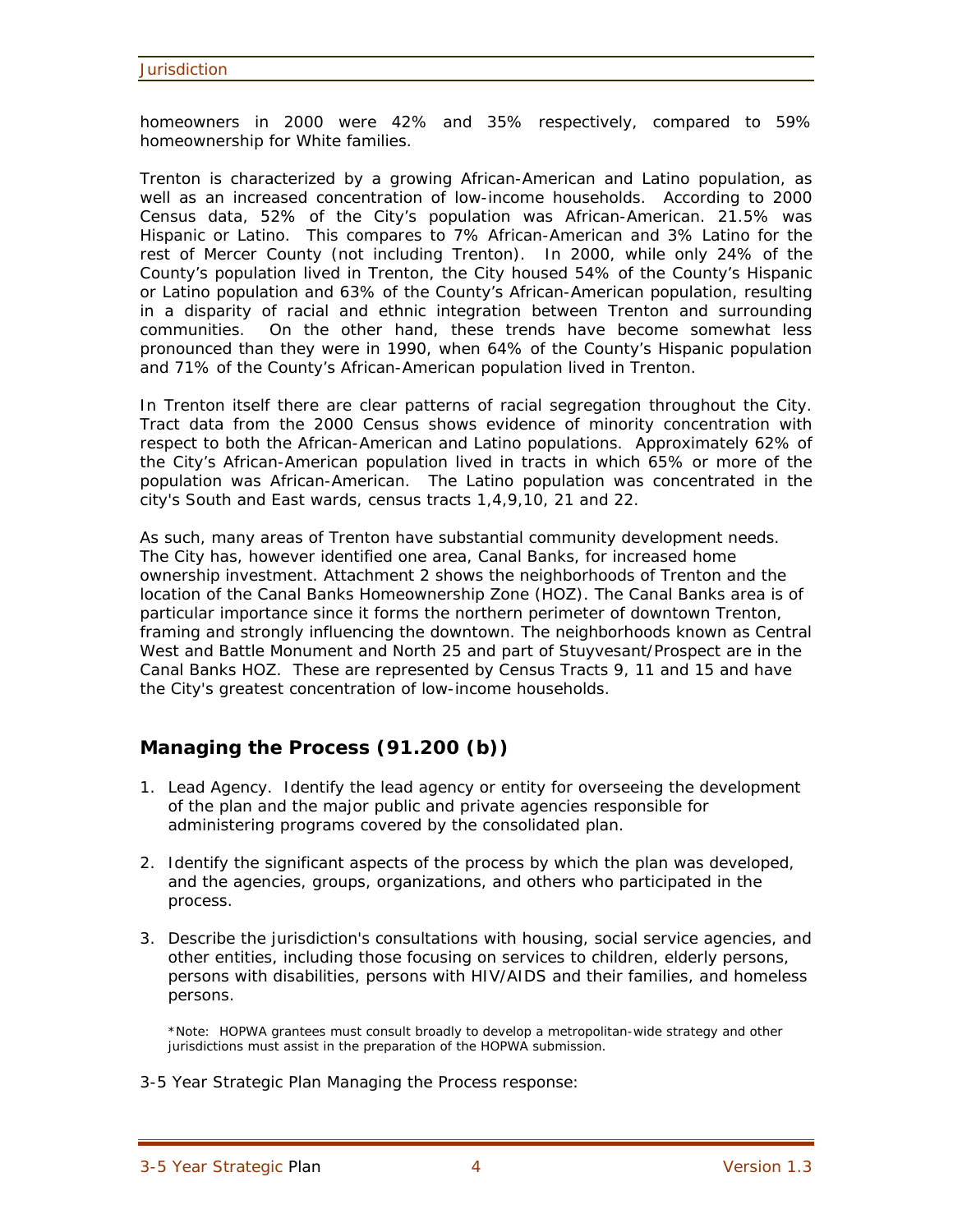homeowners in 2000 were 42% and 35% respectively, compared to 59% homeownership for White families.

Trenton is characterized by a growing African-American and Latino population, as well as an increased concentration of low-income households. According to 2000 Census data, 52% of the City's population was African-American. 21.5% was Hispanic or Latino. This compares to 7% African-American and 3% Latino for the rest of Mercer County (not including Trenton). In 2000, while only 24% of the County's population lived in Trenton, the City housed 54% of the County's Hispanic or Latino population and 63% of the County's African-American population, resulting in a disparity of racial and ethnic integration between Trenton and surrounding communities. On the other hand, these trends have become somewhat less pronounced than they were in 1990, when 64% of the County's Hispanic population and 71% of the County's African-American population lived in Trenton.

In Trenton itself there are clear patterns of racial segregation throughout the City. Tract data from the 2000 Census shows evidence of minority concentration with respect to both the African-American and Latino populations. Approximately 62% of the City's African-American population lived in tracts in which 65% or more of the population was African-American. The Latino population was concentrated in the city's South and East wards, census tracts 1,4,9,10, 21 and 22.

As such, many areas of Trenton have substantial community development needs. The City has, however identified one area, Canal Banks, for increased home ownership investment. Attachment 2 shows the neighborhoods of Trenton and the location of the Canal Banks Homeownership Zone (HOZ). The Canal Banks area is of particular importance since it forms the northern perimeter of downtown Trenton, framing and strongly influencing the downtown. The neighborhoods known as Central West and Battle Monument and North 25 and part of Stuyvesant/Prospect are in the Canal Banks HOZ. These are represented by Census Tracts 9, 11 and 15 and have the City's greatest concentration of low-income households.

## Managing the Process (91.200 (b))

1. Lead Agency. Identify the lead agency or entity for overseeing the development of the plan and the major public and private agencies responsible for administering programs covered by the consolidated plan.

2. Identify the significant aspects of the process by which the plan was developed, and the agencies, groups, organizations, and others who participated in the process.

3. Describe the jurisdiction's consultations with housing, social service agencies, and other entities, including those focusing on services to children, elderly persons, persons with disabilities, persons with HIV/AIDS and their families, and homeless persons.

   *Note: HOPWA grantees must consult broadly to develop a metropolitan-wide strategy and other jurisdictions must assist in the preparation of the HOPWA submission.

3-5 Year Strategic Plan Managing the Process response: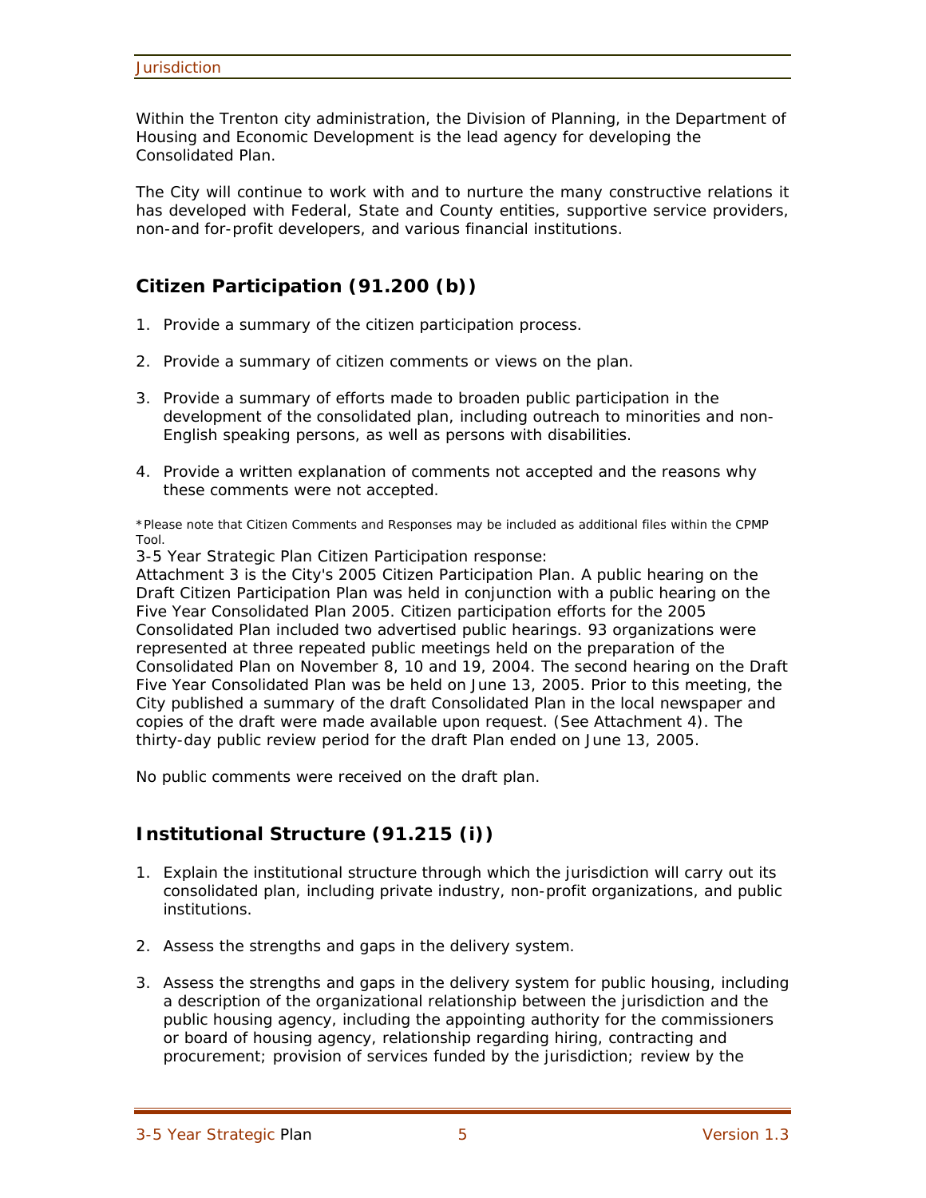Within the Trenton city administration, the Division of Planning, in the Department of Housing and Economic Development is the lead agency for developing the Consolidated Plan.

The City will continue to work with and to nurture the many constructive relations it has developed with Federal, State and County entities, supportive service providers, non-and for-profit developers, and various financial institutions.

## Citizen Participation (91.200 (b))

1. Provide a summary of the citizen participation process.
2. Provide a summary of citizen comments or views on the plan.
3. Provide a summary of efforts made to broaden public participation in the development of the consolidated plan, including outreach to minorities and non-English speaking persons, as well as persons with disabilities.
4. Provide a written explanation of comments not accepted and the reasons why these comments were not accepted.

*Please note that Citizen Comments and Responses may be included as additional files within the CPMP Tool.

3-5 Year Strategic Plan Citizen Participation response:
Attachment 3 is the City's 2005 Citizen Participation Plan. A public hearing on the Draft Citizen Participation Plan was held in conjunction with a public hearing on the Five Year Consolidated Plan 2005. Citizen participation efforts for the 2005 Consolidated Plan included two advertised public hearings. 93 organizations were represented at three repeated public meetings held on the preparation of the Consolidated Plan on November 8, 10 and 19, 2004. The second hearing on the Draft Five Year Consolidated Plan was be held on June 13, 2005. Prior to this meeting, the City published a summary of the draft Consolidated Plan in the local newspaper and copies of the draft were made available upon request. (See Attachment 4). The thirty-day public review period for the draft Plan ended on June 13, 2005.

No public comments were received on the draft plan.

## Institutional Structure (91.215 (i))

1. Explain the institutional structure through which the jurisdiction will carry out its consolidated plan, including private industry, non-profit organizations, and public institutions.
2. Assess the strengths and gaps in the delivery system.
3. Assess the strengths and gaps in the delivery system for public housing, including a description of the organizational relationship between the jurisdiction and the public housing agency, including the appointing authority for the commissioners or board of housing agency, relationship regarding hiring, contracting and procurement; provision of services funded by the jurisdiction; review by the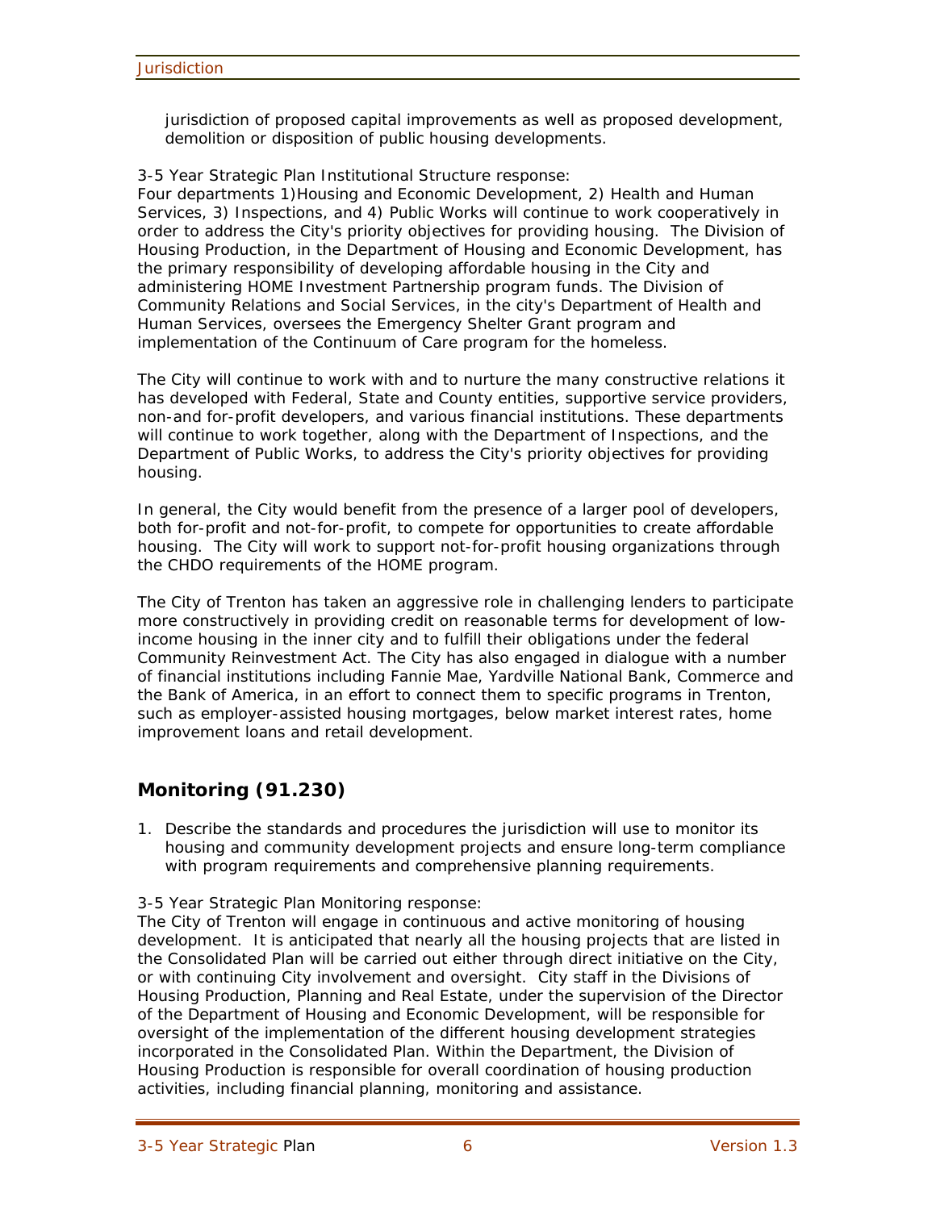jurisdiction of proposed capital improvements as well as proposed development, demolition or disposition of public housing developments.

3-5 Year Strategic Plan Institutional Structure response:
Four departments 1)Housing and Economic Development, 2) Health and Human Services, 3) Inspections, and 4) Public Works will continue to work cooperatively in order to address the City's priority objectives for providing housing. The Division of Housing Production, in the Department of Housing and Economic Development, has the primary responsibility of developing affordable housing in the City and administering HOME Investment Partnership program funds. The Division of Community Relations and Social Services, in the city's Department of Health and Human Services, oversees the Emergency Shelter Grant program and implementation of the Continuum of Care program for the homeless.

The City will continue to work with and to nurture the many constructive relations it has developed with Federal, State and County entities, supportive service providers, non-and for-profit developers, and various financial institutions. These departments will continue to work together, along with the Department of Inspections, and the Department of Public Works, to address the City's priority objectives for providing housing.

In general, the City would benefit from the presence of a larger pool of developers, both for-profit and not-for-profit, to compete for opportunities to create affordable housing. The City will work to support not-for-profit housing organizations through the CHDO requirements of the HOME program.

The City of Trenton has taken an aggressive role in challenging lenders to participate more constructively in providing credit on reasonable terms for development of low-income housing in the inner city and to fulfill their obligations under the federal Community Reinvestment Act. The City has also engaged in dialogue with a number of financial institutions including Fannie Mae, Yardville National Bank, Commerce and the Bank of America, in an effort to connect them to specific programs in Trenton, such as employer-assisted housing mortgages, below market interest rates, home improvement loans and retail development.

## Monitoring (91.230)

1. Describe the standards and procedures the jurisdiction will use to monitor its housing and community development projects and ensure long-term compliance with program requirements and comprehensive planning requirements.

3-5 Year Strategic Plan Monitoring response:
The City of Trenton will engage in continuous and active monitoring of housing development. It is anticipated that nearly all the housing projects that are listed in the Consolidated Plan will be carried out either through direct initiative on the City, or with continuing City involvement and oversight. City staff in the Divisions of Housing Production, Planning and Real Estate, under the supervision of the Director of the Department of Housing and Economic Development, will be responsible for oversight of the implementation of the different housing development strategies incorporated in the Consolidated Plan. Within the Department, the Division of Housing Production is responsible for overall coordination of housing production activities, including financial planning, monitoring and assistance.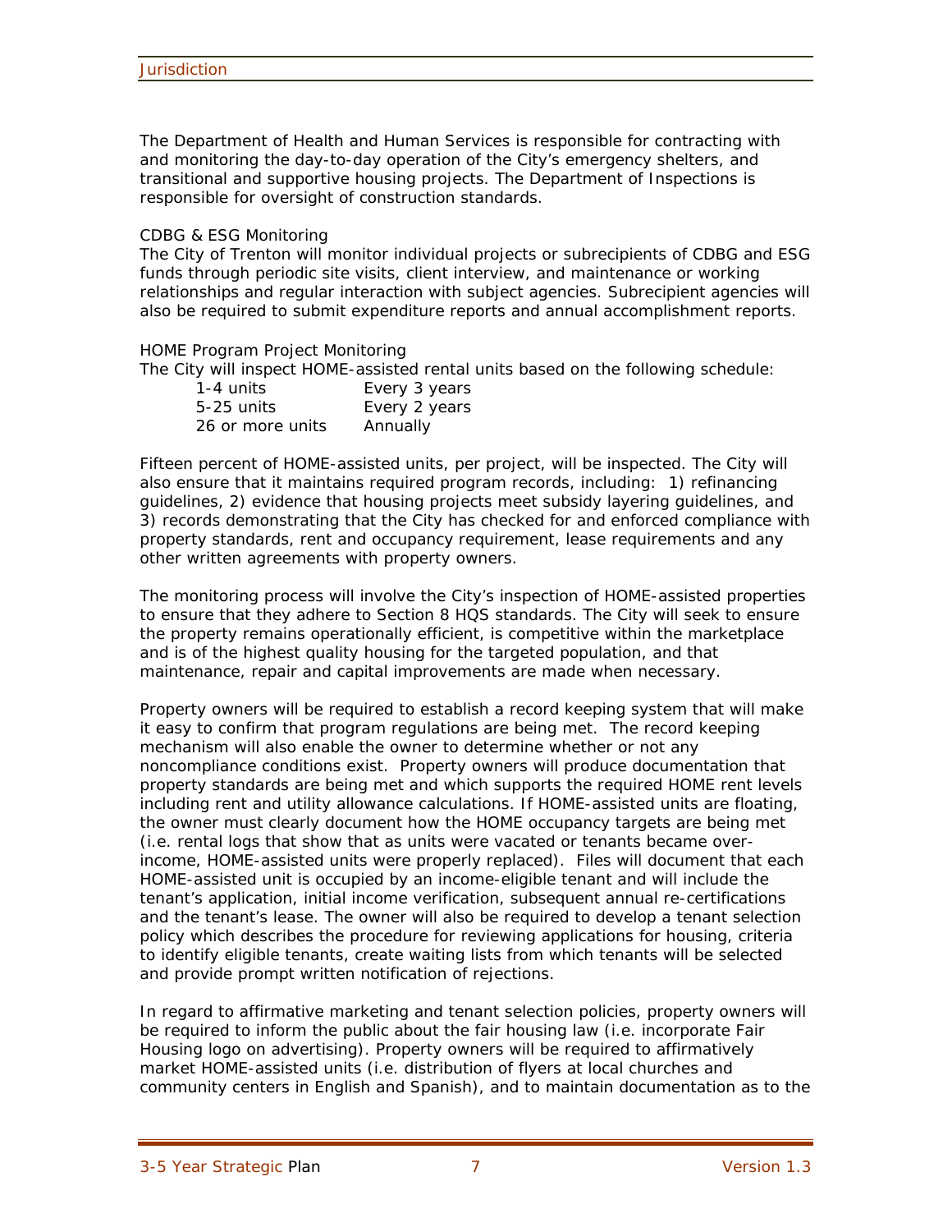The Department of Health and Human Services is responsible for contracting with and monitoring the day-to-day operation of the City's emergency shelters, and transitional and supportive housing projects. The Department of Inspections is responsible for oversight of construction standards.

CDBG & ESG Monitoring

The City of Trenton will monitor individual projects or subrecipients of CDBG and ESG funds through periodic site visits, client interview, and maintenance or working relationships and regular interaction with subject agencies. Subrecipient agencies will also be required to submit expenditure reports and annual accomplishment reports.

HOME Program Project Monitoring

The City will inspect HOME-assisted rental units based on the following schedule:

| | |
|---|---|
| 1-4 units | Every 3 years |
| 5-25 units | Every 2 years |
| 26 or more units | Annually |

Fifteen percent of HOME-assisted units, per project, will be inspected. The City will also ensure that it maintains required program records, including: 1) refinancing guidelines, 2) evidence that housing projects meet subsidy layering guidelines, and 3) records demonstrating that the City has checked for and enforced compliance with property standards, rent and occupancy requirement, lease requirements and any other written agreements with property owners.

The monitoring process will involve the City's inspection of HOME-assisted properties to ensure that they adhere to Section 8 HQS standards. The City will seek to ensure the property remains operationally efficient, is competitive within the marketplace and is of the highest quality housing for the targeted population, and that maintenance, repair and capital improvements are made when necessary.

Property owners will be required to establish a record keeping system that will make it easy to confirm that program regulations are being met. The record keeping mechanism will also enable the owner to determine whether or not any noncompliance conditions exist. Property owners will produce documentation that property standards are being met and which supports the required HOME rent levels including rent and utility allowance calculations. If HOME-assisted units are floating, the owner must clearly document how the HOME occupancy targets are being met (i.e. rental logs that show that as units were vacated or tenants became over-income, HOME-assisted units were properly replaced). Files will document that each HOME-assisted unit is occupied by an income-eligible tenant and will include the tenant's application, initial income verification, subsequent annual re-certifications and the tenant's lease. The owner will also be required to develop a tenant selection policy which describes the procedure for reviewing applications for housing, criteria to identify eligible tenants, create waiting lists from which tenants will be selected and provide prompt written notification of rejections.

In regard to affirmative marketing and tenant selection policies, property owners will be required to inform the public about the fair housing law (i.e. incorporate Fair Housing logo on advertising). Property owners will be required to affirmatively market HOME-assisted units (i.e. distribution of flyers at local churches and community centers in English and Spanish), and to maintain documentation as to the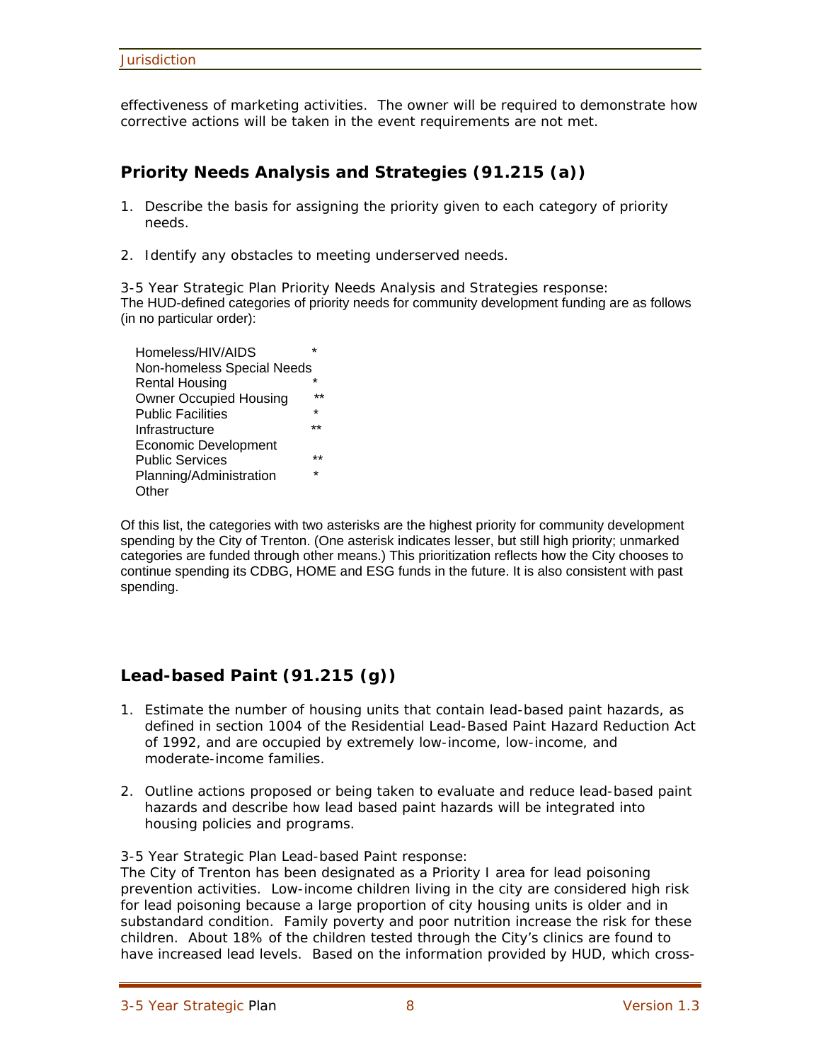effectiveness of marketing activities. The owner will be required to demonstrate how corrective actions will be taken in the event requirements are not met.

## Priority Needs Analysis and Strategies (91.215 (a))

1. Describe the basis for assigning the priority given to each category of priority needs.

2. Identify any obstacles to meeting underserved needs.

3-5 Year Strategic Plan Priority Needs Analysis and Strategies response:
The HUD-defined categories of priority needs for community development funding are as follows (in no particular order):

| Category | Priority |
|---|---|
| Homeless/HIV/AIDS | * |
| Non-homeless Special Needs | |
| Rental Housing | * |
| Owner Occupied Housing | ** |
| Public Facilities | * |
| Infrastructure | ** |
| Economic Development | |
| Public Services | ** |
| Planning/Administration | * |
| Other | |

Of this list, the categories with two asterisks are the highest priority for community development spending by the City of Trenton. (One asterisk indicates lesser, but still high priority; unmarked categories are funded through other means.) This prioritization reflects how the City chooses to continue spending its CDBG, HOME and ESG funds in the future. It is also consistent with past spending.

## Lead-based Paint (91.215 (g))

1. Estimate the number of housing units that contain lead-based paint hazards, as defined in section 1004 of the Residential Lead-Based Paint Hazard Reduction Act of 1992, and are occupied by extremely low-income, low-income, and moderate-income families.

2. Outline actions proposed or being taken to evaluate and reduce lead-based paint hazards and describe how lead based paint hazards will be integrated into housing policies and programs.

3-5 Year Strategic Plan Lead-based Paint response:
The City of Trenton has been designated as a Priority I area for lead poisoning prevention activities. Low-income children living in the city are considered high risk for lead poisoning because a large proportion of city housing units is older and in substandard condition. Family poverty and poor nutrition increase the risk for these children. About 18% of the children tested through the City's clinics are found to have increased lead levels. Based on the information provided by HUD, which cross-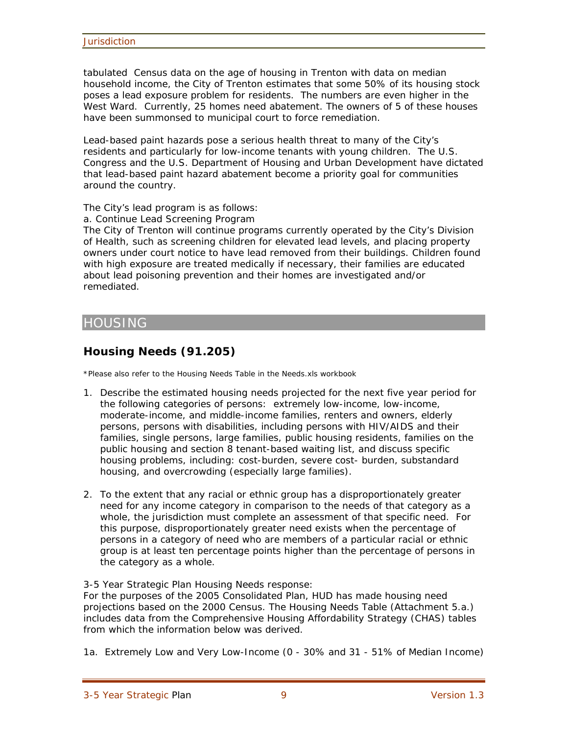tabulated Census data on the age of housing in Trenton with data on median household income, the City of Trenton estimates that some 50% of its housing stock poses a lead exposure problem for residents. The numbers are even higher in the West Ward. Currently, 25 homes need abatement. The owners of 5 of these houses have been summonsed to municipal court to force remediation.

Lead-based paint hazards pose a serious health threat to many of the City's residents and particularly for low-income tenants with young children. The U.S. Congress and the U.S. Department of Housing and Urban Development have dictated that lead-based paint hazard abatement become a priority goal for communities around the country.

The City's lead program is as follows:

a. Continue Lead Screening Program

The City of Trenton will continue programs currently operated by the City's Division of Health, such as screening children for elevated lead levels, and placing property owners under court notice to have lead removed from their buildings. Children found with high exposure are treated medically if necessary, their families are educated about lead poisoning prevention and their homes are investigated and/or remediated.

# HOUSING

## Housing Needs (91.205)

*Please also refer to the Housing Needs Table in the Needs.xls workbook

1. Describe the estimated housing needs projected for the next five year period for the following categories of persons: extremely low-income, low-income, moderate-income, and middle-income families, renters and owners, elderly persons, persons with disabilities, including persons with HIV/AIDS and their families, single persons, large families, public housing residents, families on the public housing and section 8 tenant-based waiting list, and discuss specific housing problems, including: cost-burden, severe cost- burden, substandard housing, and overcrowding (especially large families).

2. To the extent that any racial or ethnic group has a disproportionately greater need for any income category in comparison to the needs of that category as a whole, the jurisdiction must complete an assessment of that specific need. For this purpose, disproportionately greater need exists when the percentage of persons in a category of need who are members of a particular racial or ethnic group is at least ten percentage points higher than the percentage of persons in the category as a whole.

3-5 Year Strategic Plan Housing Needs response:

For the purposes of the 2005 Consolidated Plan, HUD has made housing need projections based on the 2000 Census. The Housing Needs Table (Attachment 5.a.) includes data from the Comprehensive Housing Affordability Strategy (CHAS) tables from which the information below was derived.

1a. Extremely Low and Very Low-Income (0 - 30% and 31 - 51% of Median Income)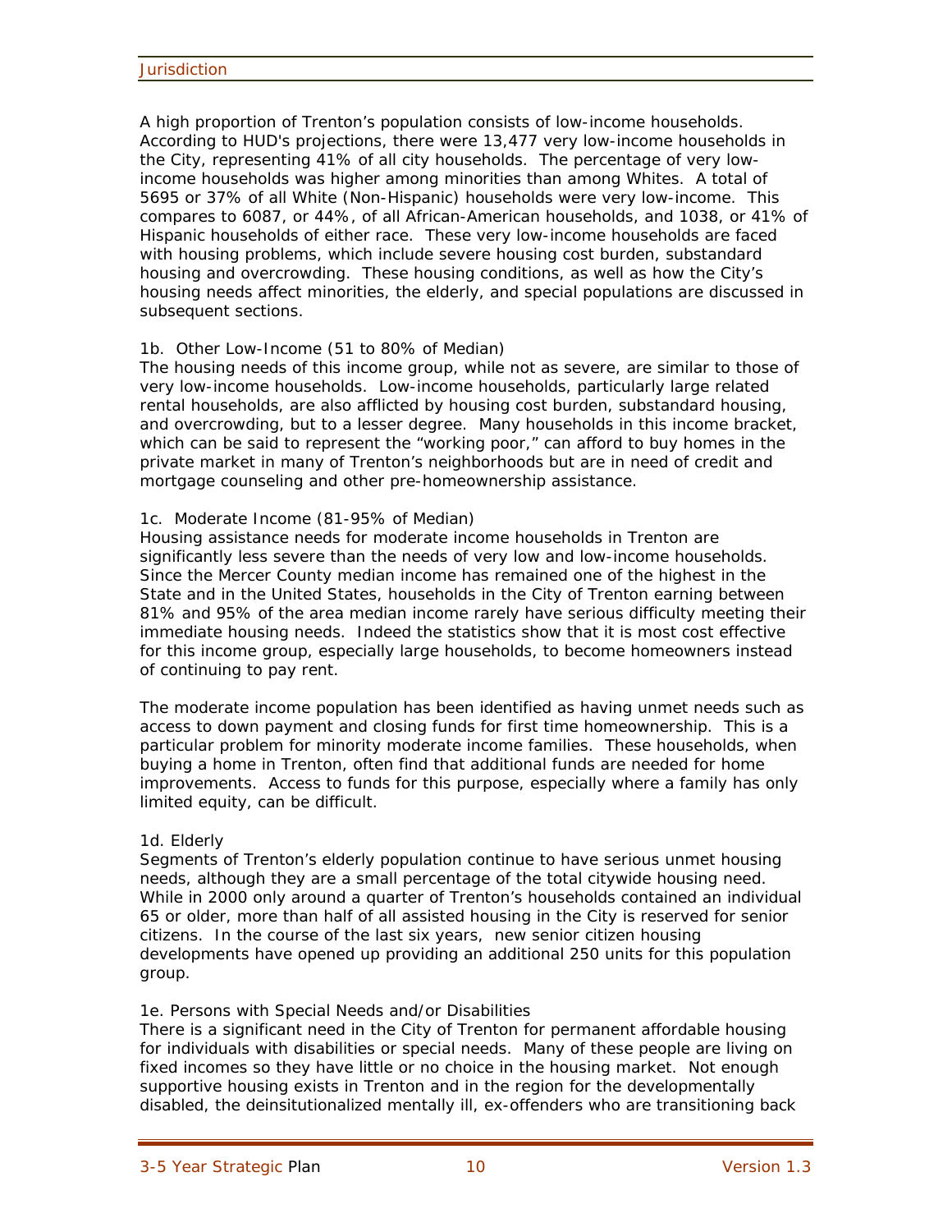A high proportion of Trenton's population consists of low-income households. According to HUD's projections, there were 13,477 very low-income households in the City, representing 41% of all city households. The percentage of very low-income households was higher among minorities than among Whites. A total of 5695 or 37% of all White (Non-Hispanic) households were very low-income. This compares to 6087, or 44%, of all African-American households, and 1038, or 41% of Hispanic households of either race. These very low-income households are faced with housing problems, which include severe housing cost burden, substandard housing and overcrowding. These housing conditions, as well as how the City's housing needs affect minorities, the elderly, and special populations are discussed in subsequent sections.

1b. Other Low-Income (51 to 80% of Median)

The housing needs of this income group, while not as severe, are similar to those of very low-income households. Low-income households, particularly large related rental households, are also afflicted by housing cost burden, substandard housing, and overcrowding, but to a lesser degree. Many households in this income bracket, which can be said to represent the "working poor," can afford to buy homes in the private market in many of Trenton's neighborhoods but are in need of credit and mortgage counseling and other pre-homeownership assistance.

1c. Moderate Income (81-95% of Median)

Housing assistance needs for moderate income households in Trenton are significantly less severe than the needs of very low and low-income households. Since the Mercer County median income has remained one of the highest in the State and in the United States, households in the City of Trenton earning between 81% and 95% of the area median income rarely have serious difficulty meeting their immediate housing needs. Indeed the statistics show that it is most cost effective for this income group, especially large households, to become homeowners instead of continuing to pay rent.

The moderate income population has been identified as having unmet needs such as access to down payment and closing funds for first time homeownership. This is a particular problem for minority moderate income families. These households, when buying a home in Trenton, often find that additional funds are needed for home improvements. Access to funds for this purpose, especially where a family has only limited equity, can be difficult.

1d. Elderly

Segments of Trenton's elderly population continue to have serious unmet housing needs, although they are a small percentage of the total citywide housing need. While in 2000 only around a quarter of Trenton's households contained an individual 65 or older, more than half of all assisted housing in the City is reserved for senior citizens. In the course of the last six years, new senior citizen housing developments have opened up providing an additional 250 units for this population group.

1e. Persons with Special Needs and/or Disabilities

There is a significant need in the City of Trenton for permanent affordable housing for individuals with disabilities or special needs. Many of these people are living on fixed incomes so they have little or no choice in the housing market. Not enough supportive housing exists in Trenton and in the region for the developmentally disabled, the deinsitutionalized mentally ill, ex-offenders who are transitioning back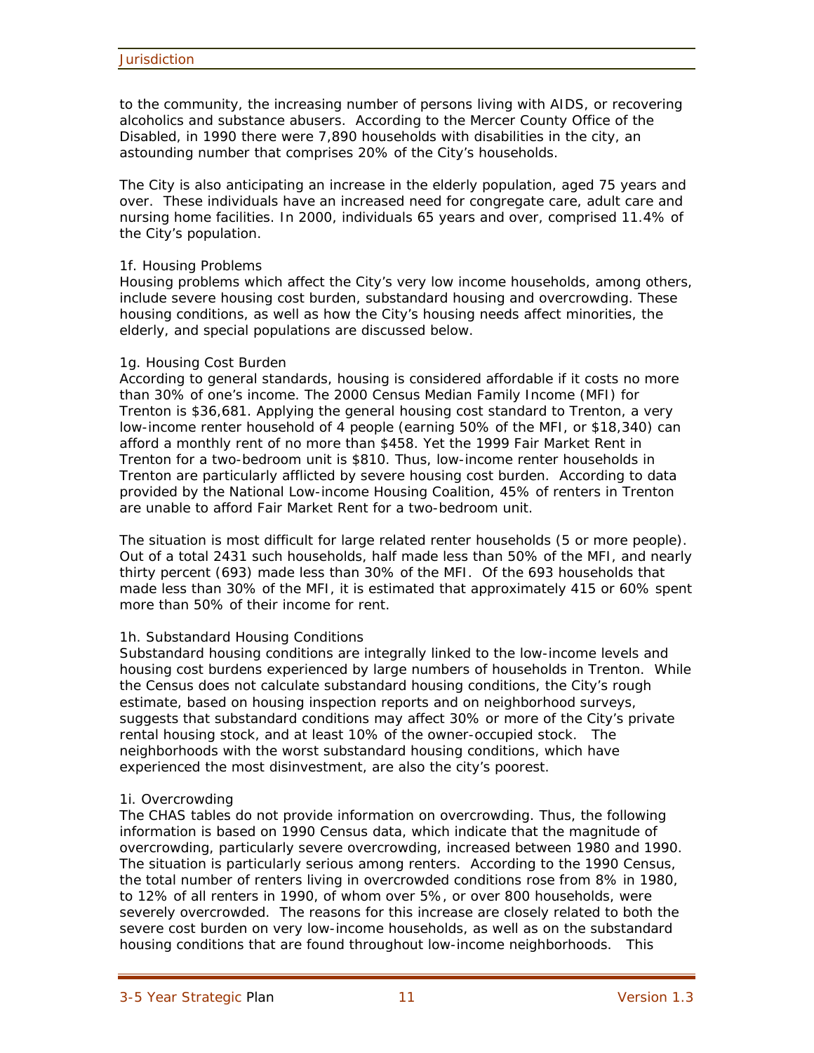to the community, the increasing number of persons living with AIDS, or recovering alcoholics and substance abusers. According to the Mercer County Office of the Disabled, in 1990 there were 7,890 households with disabilities in the city, an astounding number that comprises 20% of the City's households.

The City is also anticipating an increase in the elderly population, aged 75 years and over. These individuals have an increased need for congregate care, adult care and nursing home facilities. In 2000, individuals 65 years and over, comprised 11.4% of the City's population.

1f. Housing Problems
Housing problems which affect the City's very low income households, among others, include severe housing cost burden, substandard housing and overcrowding. These housing conditions, as well as how the City's housing needs affect minorities, the elderly, and special populations are discussed below.

1g. Housing Cost Burden
According to general standards, housing is considered affordable if it costs no more than 30% of one's income. The 2000 Census Median Family Income (MFI) for Trenton is $36,681. Applying the general housing cost standard to Trenton, a very low-income renter household of 4 people (earning 50% of the MFI, or $18,340) can afford a monthly rent of no more than $458. Yet the 1999 Fair Market Rent in Trenton for a two-bedroom unit is $810. Thus, low-income renter households in Trenton are particularly afflicted by severe housing cost burden. According to data provided by the National Low-income Housing Coalition, 45% of renters in Trenton are unable to afford Fair Market Rent for a two-bedroom unit.

The situation is most difficult for large related renter households (5 or more people). Out of a total 2431 such households, half made less than 50% of the MFI, and nearly thirty percent (693) made less than 30% of the MFI. Of the 693 households that made less than 30% of the MFI, it is estimated that approximately 415 or 60% spent more than 50% of their income for rent.

1h. Substandard Housing Conditions
Substandard housing conditions are integrally linked to the low-income levels and housing cost burdens experienced by large numbers of households in Trenton. While the Census does not calculate substandard housing conditions, the City's rough estimate, based on housing inspection reports and on neighborhood surveys, suggests that substandard conditions may affect 30% or more of the City's private rental housing stock, and at least 10% of the owner-occupied stock. The neighborhoods with the worst substandard housing conditions, which have experienced the most disinvestment, are also the city's poorest.

1i. Overcrowding
The CHAS tables do not provide information on overcrowding. Thus, the following information is based on 1990 Census data, which indicate that the magnitude of overcrowding, particularly severe overcrowding, increased between 1980 and 1990. The situation is particularly serious among renters. According to the 1990 Census, the total number of renters living in overcrowded conditions rose from 8% in 1980, to 12% of all renters in 1990, of whom over 5%, or over 800 households, were severely overcrowded. The reasons for this increase are closely related to both the severe cost burden on very low-income households, as well as on the substandard housing conditions that are found throughout low-income neighborhoods. This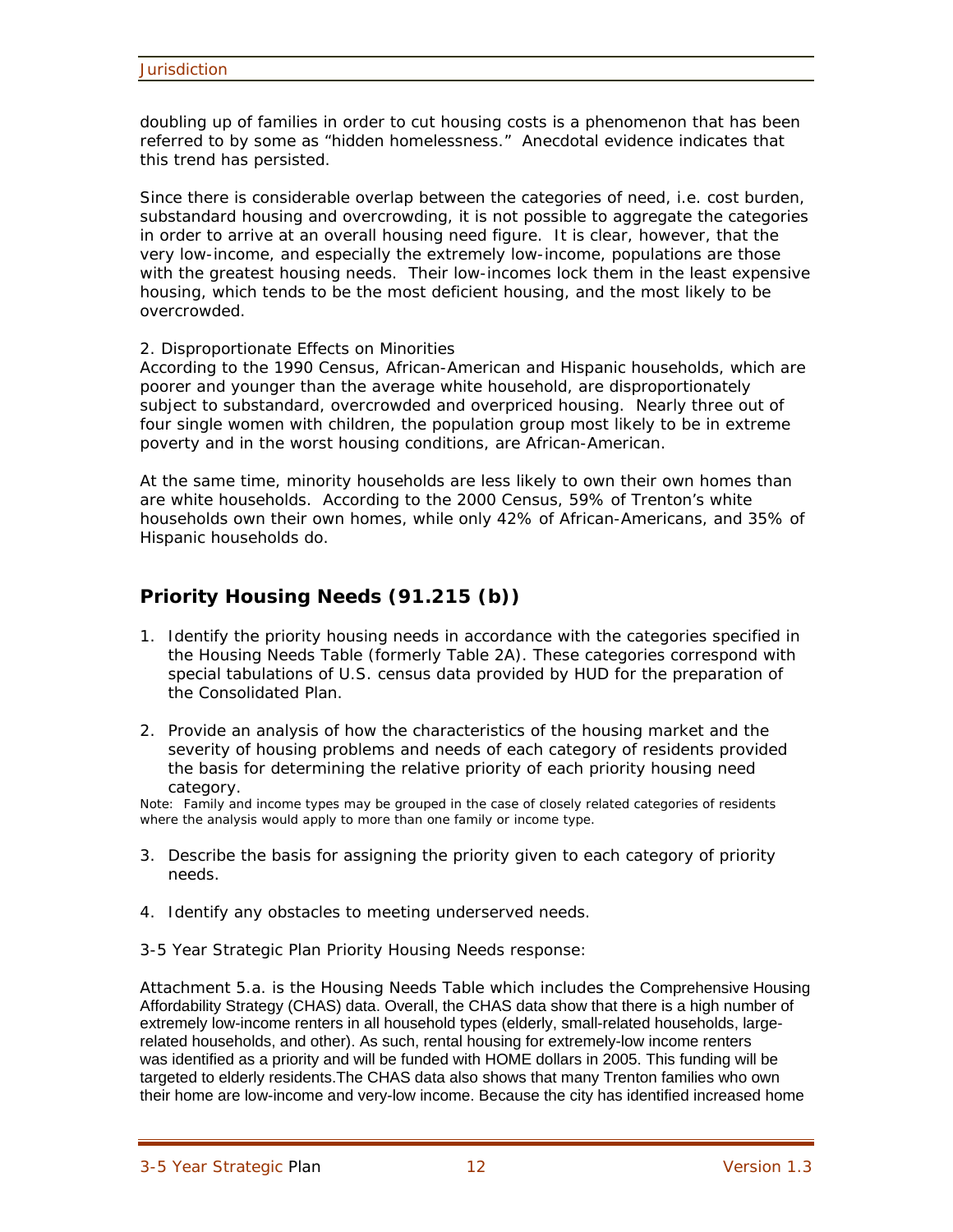doubling up of families in order to cut housing costs is a phenomenon that has been referred to by some as "hidden homelessness." Anecdotal evidence indicates that this trend has persisted.

Since there is considerable overlap between the categories of need, i.e. cost burden, substandard housing and overcrowding, it is not possible to aggregate the categories in order to arrive at an overall housing need figure. It is clear, however, that the very low-income, and especially the extremely low-income, populations are those with the greatest housing needs. Their low-incomes lock them in the least expensive housing, which tends to be the most deficient housing, and the most likely to be overcrowded.

2. Disproportionate Effects on Minorities
According to the 1990 Census, African-American and Hispanic households, which are poorer and younger than the average white household, are disproportionately subject to substandard, overcrowded and overpriced housing. Nearly three out of four single women with children, the population group most likely to be in extreme poverty and in the worst housing conditions, are African-American.

At the same time, minority households are less likely to own their own homes than are white households. According to the 2000 Census, 59% of Trenton's white households own their own homes, while only 42% of African-Americans, and 35% of Hispanic households do.

## Priority Housing Needs (91.215 (b))

1. Identify the priority housing needs in accordance with the categories specified in the Housing Needs Table (formerly Table 2A). These categories correspond with special tabulations of U.S. census data provided by HUD for the preparation of the Consolidated Plan.

2. Provide an analysis of how the characteristics of the housing market and the severity of housing problems and needs of each category of residents provided the basis for determining the relative priority of each priority housing need category.

Note: Family and income types may be grouped in the case of closely related categories of residents where the analysis would apply to more than one family or income type.

3. Describe the basis for assigning the priority given to each category of priority needs.

4. Identify any obstacles to meeting underserved needs.

3-5 Year Strategic Plan Priority Housing Needs response:

Attachment 5.a. is the Housing Needs Table which includes the Comprehensive Housing Affordability Strategy (CHAS) data. Overall, the CHAS data show that there is a high number of extremely low-income renters in all household types (elderly, small-related households, large-related households, and other). As such, rental housing for extremely-low income renters was identified as a priority and will be funded with HOME dollars in 2005. This funding will be targeted to elderly residents.The CHAS data also shows that many Trenton families who own their home are low-income and very-low income. Because the city has identified increased home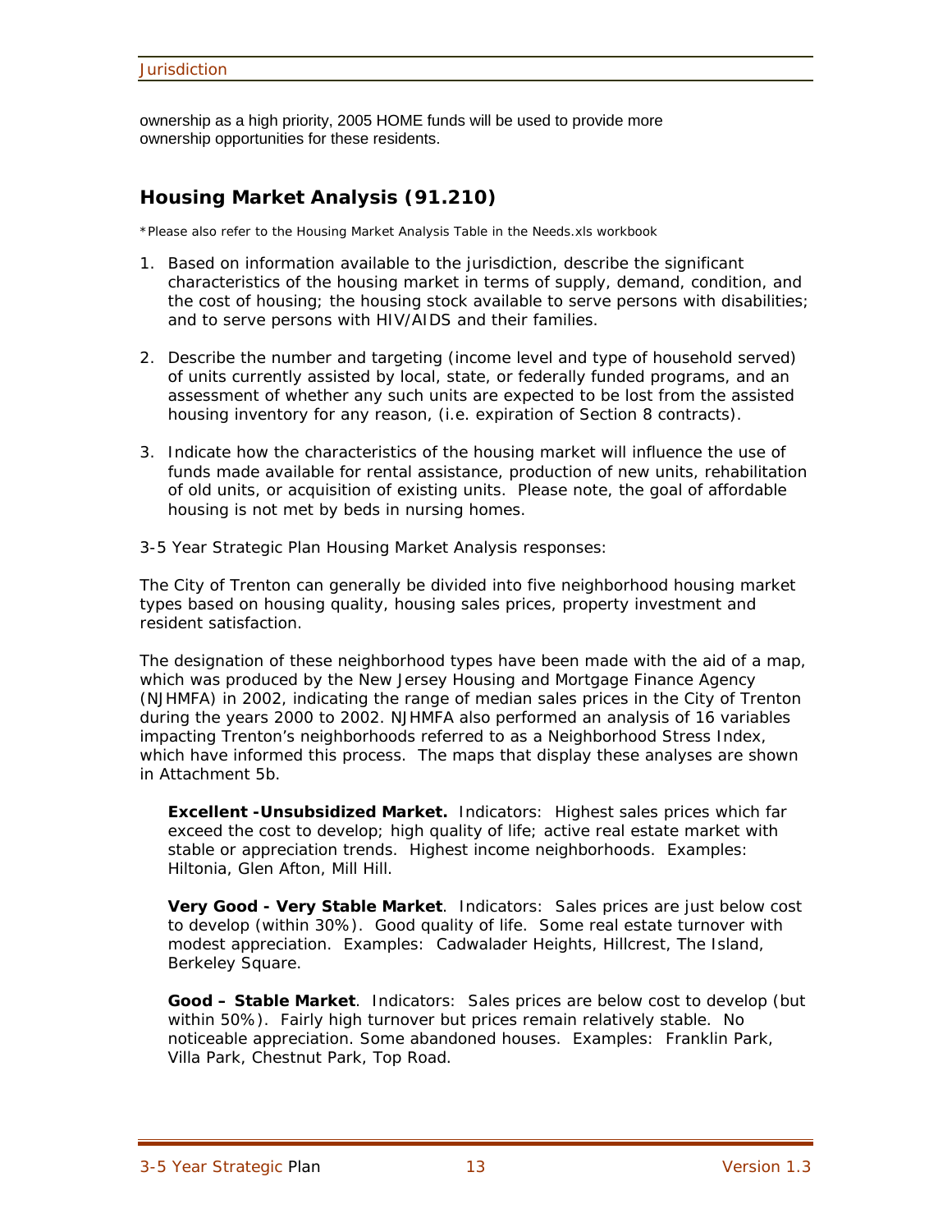ownership as a high priority, 2005 HOME funds will be used to provide more ownership opportunities for these residents.

## Housing Market Analysis (91.210)

*Please also refer to the Housing Market Analysis Table in the Needs.xls workbook

1. Based on information available to the jurisdiction, describe the significant characteristics of the housing market in terms of supply, demand, condition, and the cost of housing; the housing stock available to serve persons with disabilities; and to serve persons with HIV/AIDS and their families.

2. Describe the number and targeting (income level and type of household served) of units currently assisted by local, state, or federally funded programs, and an assessment of whether any such units are expected to be lost from the assisted housing inventory for any reason, (i.e. expiration of Section 8 contracts).

3. Indicate how the characteristics of the housing market will influence the use of funds made available for rental assistance, production of new units, rehabilitation of old units, or acquisition of existing units. Please note, the goal of affordable housing is not met by beds in nursing homes.

3-5 Year Strategic Plan Housing Market Analysis responses:

The City of Trenton can generally be divided into five neighborhood housing market types based on housing quality, housing sales prices, property investment and resident satisfaction.

The designation of these neighborhood types have been made with the aid of a map, which was produced by the New Jersey Housing and Mortgage Finance Agency (NJHMFA) in 2002, indicating the range of median sales prices in the City of Trenton during the years 2000 to 2002. NJHMFA also performed an analysis of 16 variables impacting Trenton's neighborhoods referred to as a Neighborhood Stress Index, which have informed this process. The maps that display these analyses are shown in Attachment 5b.

**Excellent -Unsubsidized Market.** Indicators: Highest sales prices which far exceed the cost to develop; high quality of life; active real estate market with stable or appreciation trends. Highest income neighborhoods. Examples: Hiltonia, Glen Afton, Mill Hill.

**Very Good - Very Stable Market**. Indicators: Sales prices are just below cost to develop (within 30%). Good quality of life. Some real estate turnover with modest appreciation. Examples: Cadwalader Heights, Hillcrest, The Island, Berkeley Square.

**Good – Stable Market**. Indicators: Sales prices are below cost to develop (but within 50%). Fairly high turnover but prices remain relatively stable. No noticeable appreciation. Some abandoned houses. Examples: Franklin Park, Villa Park, Chestnut Park, Top Road.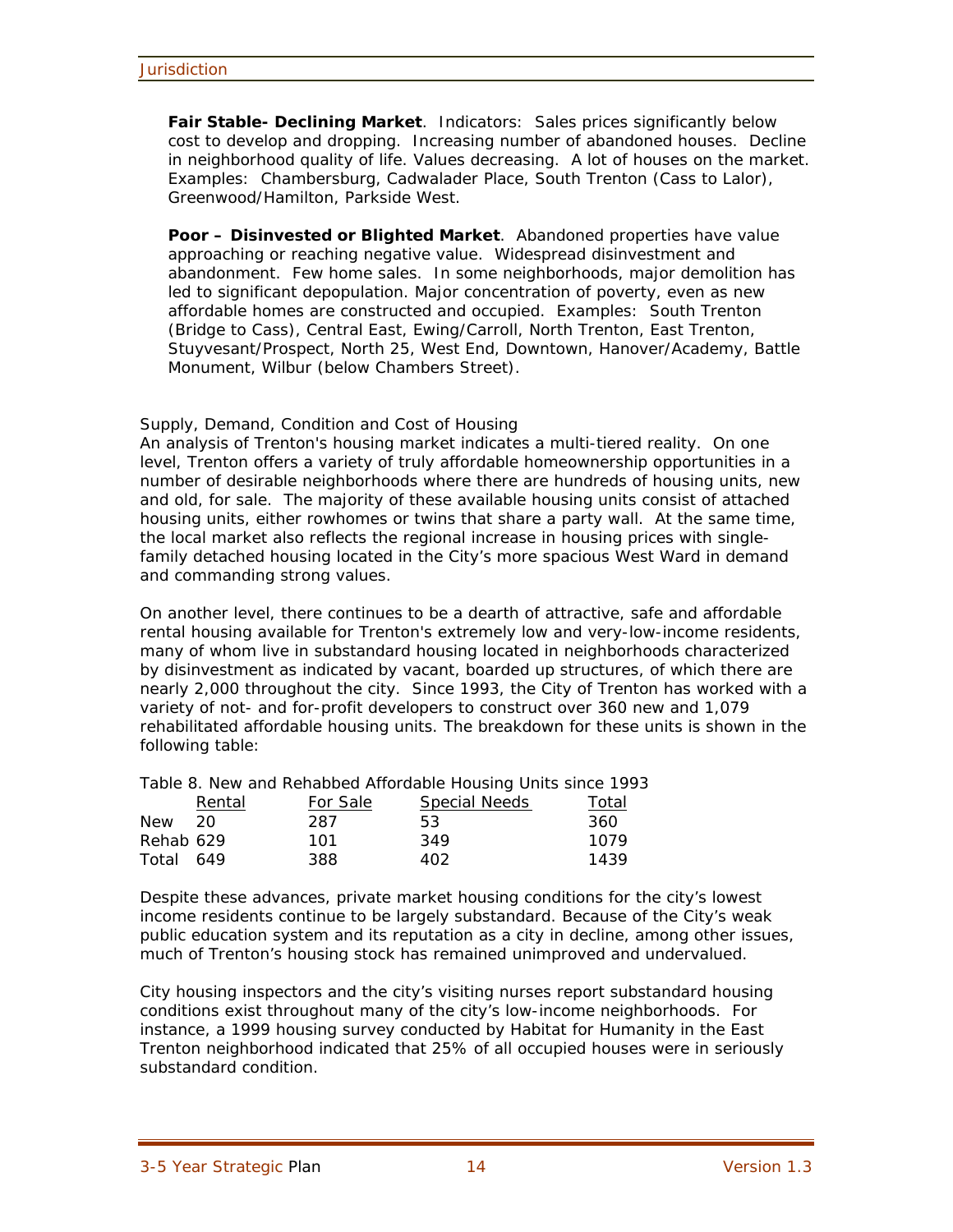**Fair Stable- Declining Market**. Indicators: Sales prices significantly below cost to develop and dropping. Increasing number of abandoned houses. Decline in neighborhood quality of life. Values decreasing. A lot of houses on the market. Examples: Chambersburg, Cadwalader Place, South Trenton (Cass to Lalor), Greenwood/Hamilton, Parkside West.

**Poor – Disinvested or Blighted Market**. Abandoned properties have value approaching or reaching negative value. Widespread disinvestment and abandonment. Few home sales. In some neighborhoods, major demolition has led to significant depopulation. Major concentration of poverty, even as new affordable homes are constructed and occupied. Examples: South Trenton (Bridge to Cass), Central East, Ewing/Carroll, North Trenton, East Trenton, Stuyvesant/Prospect, North 25, West End, Downtown, Hanover/Academy, Battle Monument, Wilbur (below Chambers Street).

Supply, Demand, Condition and Cost of Housing

An analysis of Trenton's housing market indicates a multi-tiered reality. On one level, Trenton offers a variety of truly affordable homeownership opportunities in a number of desirable neighborhoods where there are hundreds of housing units, new and old, for sale. The majority of these available housing units consist of attached housing units, either rowhomes or twins that share a party wall. At the same time, the local market also reflects the regional increase in housing prices with single-family detached housing located in the City's more spacious West Ward in demand and commanding strong values.

On another level, there continues to be a dearth of attractive, safe and affordable rental housing available for Trenton's extremely low and very-low-income residents, many of whom live in substandard housing located in neighborhoods characterized by disinvestment as indicated by vacant, boarded up structures, of which there are nearly 2,000 throughout the city. Since 1993, the City of Trenton has worked with a variety of not- and for-profit developers to construct over 360 new and 1,079 rehabilitated affordable housing units. The breakdown for these units is shown in the following table:

Table 8. New and Rehabbed Affordable Housing Units since 1993

| | Rental | For Sale | Special Needs | Total |
|---|---|---|---|---|
| New | 20 | 287 | 53 | 360 |
| Rehab | 629 | 101 | 349 | 1079 |
| Total | 649 | 388 | 402 | 1439 |

Despite these advances, private market housing conditions for the city's lowest income residents continue to be largely substandard. Because of the City's weak public education system and its reputation as a city in decline, among other issues, much of Trenton's housing stock has remained unimproved and undervalued.

City housing inspectors and the city's visiting nurses report substandard housing conditions exist throughout many of the city's low-income neighborhoods. For instance, a 1999 housing survey conducted by Habitat for Humanity in the East Trenton neighborhood indicated that 25% of all occupied houses were in seriously substandard condition.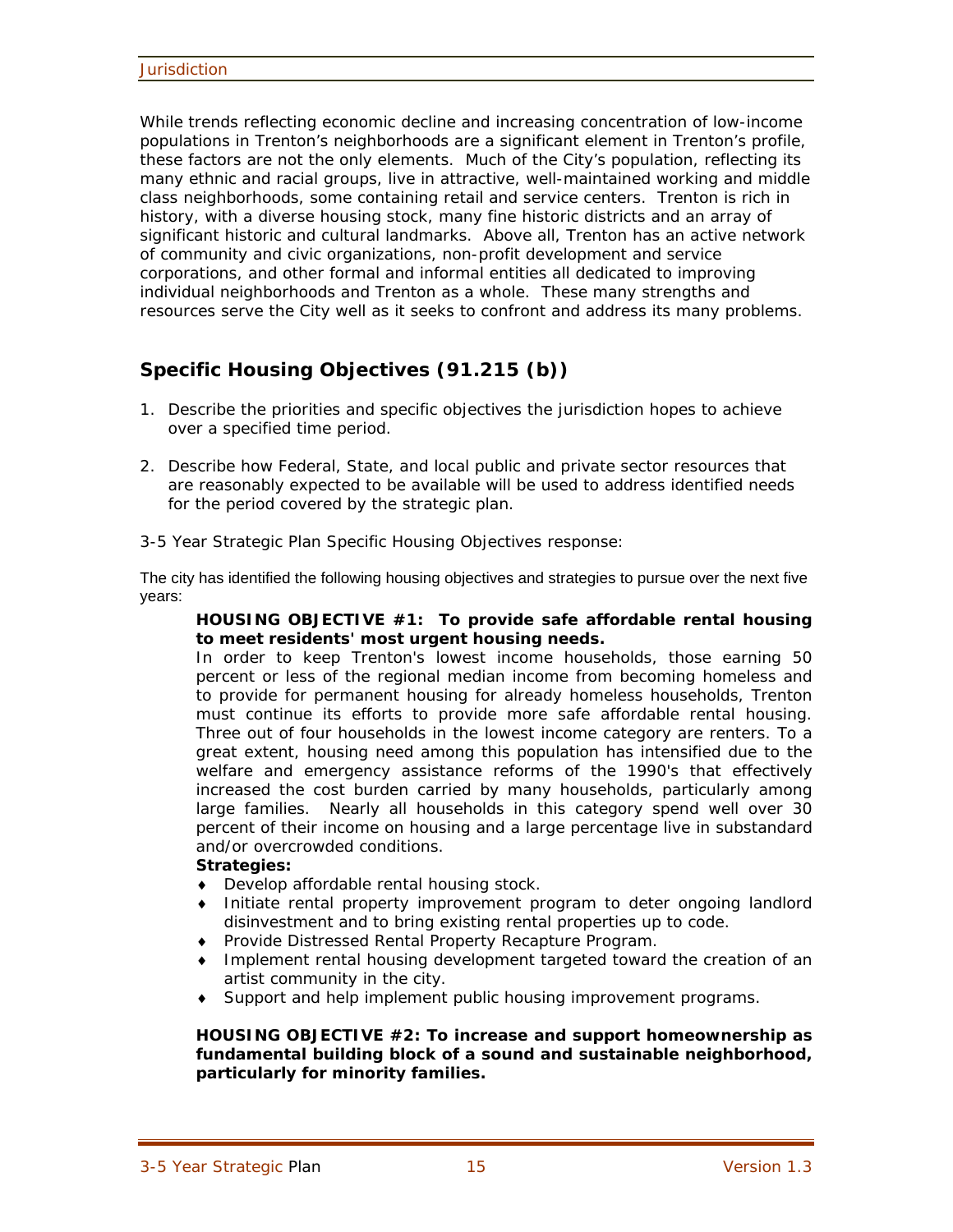While trends reflecting economic decline and increasing concentration of low-income populations in Trenton's neighborhoods are a significant element in Trenton's profile, these factors are not the only elements. Much of the City's population, reflecting its many ethnic and racial groups, live in attractive, well-maintained working and middle class neighborhoods, some containing retail and service centers. Trenton is rich in history, with a diverse housing stock, many fine historic districts and an array of significant historic and cultural landmarks. Above all, Trenton has an active network of community and civic organizations, non-profit development and service corporations, and other formal and informal entities all dedicated to improving individual neighborhoods and Trenton as a whole. These many strengths and resources serve the City well as it seeks to confront and address its many problems.

## Specific Housing Objectives (91.215 (b))

1. Describe the priorities and specific objectives the jurisdiction hopes to achieve over a specified time period.
2. Describe how Federal, State, and local public and private sector resources that are reasonably expected to be available will be used to address identified needs for the period covered by the strategic plan.

3-5 Year Strategic Plan Specific Housing Objectives response:

The city has identified the following housing objectives and strategies to pursue over the next five years:

**HOUSING OBJECTIVE #1: To provide safe affordable rental housing to meet residents' most urgent housing needs.**

In order to keep Trenton's lowest income households, those earning 50 percent or less of the regional median income from becoming homeless and to provide for permanent housing for already homeless households, Trenton must continue its efforts to provide more safe affordable rental housing. Three out of four households in the lowest income category are renters. To a great extent, housing need among this population has intensified due to the welfare and emergency assistance reforms of the 1990's that effectively increased the cost burden carried by many households, particularly among large families. Nearly all households in this category spend well over 30 percent of their income on housing and a large percentage live in substandard and/or overcrowded conditions.

**Strategies:**

- Develop affordable rental housing stock.
- Initiate rental property improvement program to deter ongoing landlord disinvestment and to bring existing rental properties up to code.
- Provide Distressed Rental Property Recapture Program.
- Implement rental housing development targeted toward the creation of an artist community in the city.
- Support and help implement public housing improvement programs.

**HOUSING OBJECTIVE #2: To increase and support homeownership as fundamental building block of a sound and sustainable neighborhood, particularly for minority families.**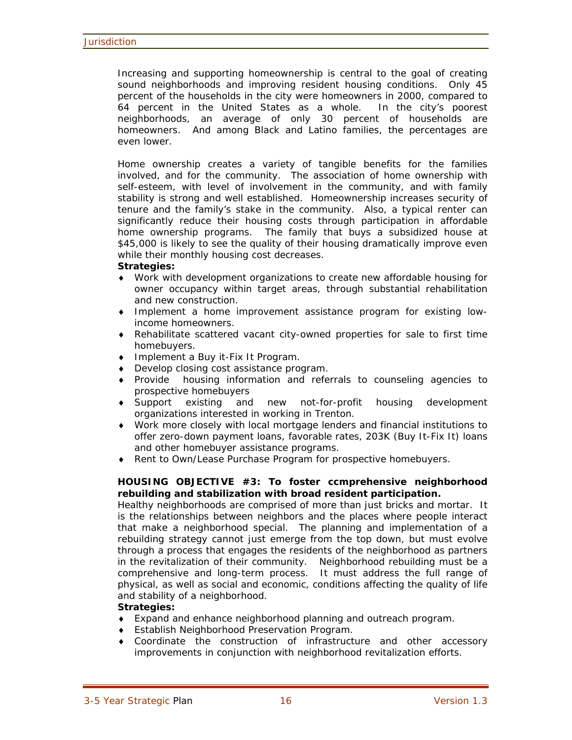Increasing and supporting homeownership is central to the goal of creating sound neighborhoods and improving resident housing conditions. Only 45 percent of the households in the city were homeowners in 2000, compared to 64 percent in the United States as a whole. In the city's poorest neighborhoods, an average of only 30 percent of households are homeowners. And among Black and Latino families, the percentages are even lower.

Home ownership creates a variety of tangible benefits for the families involved, and for the community. The association of home ownership with self-esteem, with level of involvement in the community, and with family stability is strong and well established. Homeownership increases security of tenure and the family's stake in the community. Also, a typical renter can significantly reduce their housing costs through participation in affordable home ownership programs. The family that buys a subsidized house at $45,000 is likely to see the quality of their housing dramatically improve even while their monthly housing cost decreases.

**Strategies:**

- Work with development organizations to create new affordable housing for owner occupancy within target areas, through substantial rehabilitation and new construction.
- Implement a home improvement assistance program for existing low-income homeowners.
- Rehabilitate scattered vacant city-owned properties for sale to first time homebuyers.
- Implement a Buy it-Fix It Program.
- Develop closing cost assistance program.
- Provide housing information and referrals to counseling agencies to prospective homebuyers
- Support existing and new not-for-profit housing development organizations interested in working in Trenton.
- Work more closely with local mortgage lenders and financial institutions to offer zero-down payment loans, favorable rates, 203K (Buy It-Fix It) loans and other homebuyer assistance programs.
- Rent to Own/Lease Purchase Program for prospective homebuyers.

**HOUSING OBJECTIVE #3: To foster ccmprehensive neighborhood rebuilding and stabilization with broad resident participation.**

Healthy neighborhoods are comprised of more than just bricks and mortar. It is the relationships between neighbors and the places where people interact that make a neighborhood special. The planning and implementation of a rebuilding strategy cannot just emerge from the top down, but must evolve through a process that engages the residents of the neighborhood as partners in the revitalization of their community. Neighborhood rebuilding must be a comprehensive and long-term process. It must address the full range of physical, as well as social and economic, conditions affecting the quality of life and stability of a neighborhood.

**Strategies:**

- Expand and enhance neighborhood planning and outreach program.
- Establish Neighborhood Preservation Program.
- Coordinate the construction of infrastructure and other accessory improvements in conjunction with neighborhood revitalization efforts.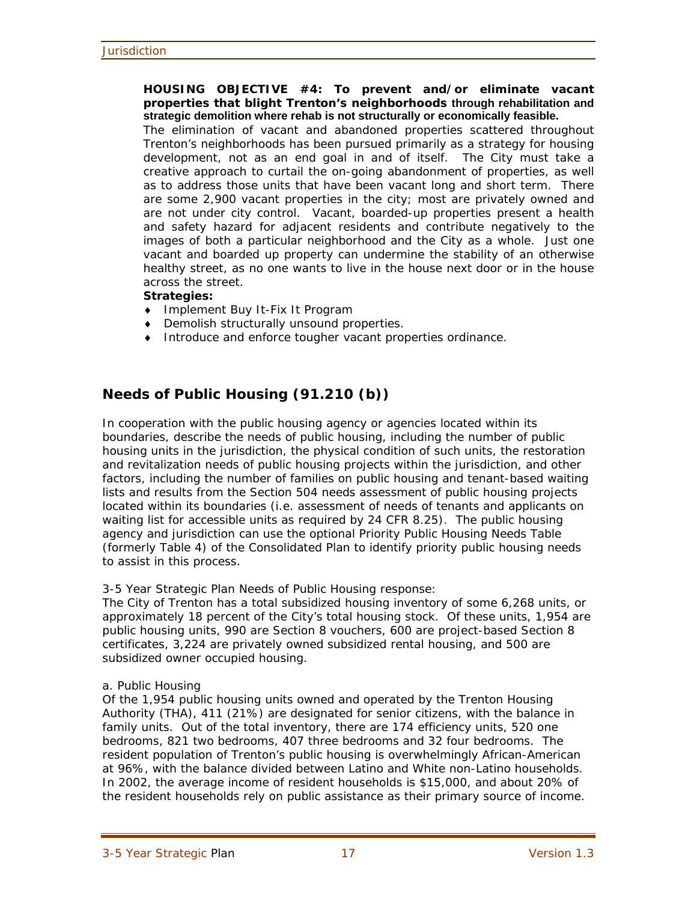**HOUSING OBJECTIVE #4: To prevent and/or eliminate vacant properties that blight Trenton's neighborhoods through rehabilitation and strategic demolition where rehab is not structurally or economically feasible.**

The elimination of vacant and abandoned properties scattered throughout Trenton's neighborhoods has been pursued primarily as a strategy for housing development, not as an end goal in and of itself. The City must take a creative approach to curtail the on-going abandonment of properties, as well as to address those units that have been vacant long and short term. There are some 2,900 vacant properties in the city; most are privately owned and are not under city control. Vacant, boarded-up properties present a health and safety hazard for adjacent residents and contribute negatively to the images of both a particular neighborhood and the City as a whole. Just one vacant and boarded up property can undermine the stability of an otherwise healthy street, as no one wants to live in the house next door or in the house across the street.

**Strategies:**

- Implement Buy It-Fix It Program
- Demolish structurally unsound properties.
- Introduce and enforce tougher vacant properties ordinance.

## Needs of Public Housing (91.210 (b))

In cooperation with the public housing agency or agencies located within its boundaries, describe the needs of public housing, including the number of public housing units in the jurisdiction, the physical condition of such units, the restoration and revitalization needs of public housing projects within the jurisdiction, and other factors, including the number of families on public housing and tenant-based waiting lists and results from the Section 504 needs assessment of public housing projects located within its boundaries (i.e. assessment of needs of tenants and applicants on waiting list for accessible units as required by 24 CFR 8.25). The public housing agency and jurisdiction can use the optional Priority Public Housing Needs Table (formerly Table 4) of the Consolidated Plan to identify priority public housing needs to assist in this process.

3-5 Year Strategic Plan Needs of Public Housing response:

The City of Trenton has a total subsidized housing inventory of some 6,268 units, or approximately 18 percent of the City's total housing stock. Of these units, 1,954 are public housing units, 990 are Section 8 vouchers, 600 are project-based Section 8 certificates, 3,224 are privately owned subsidized rental housing, and 500 are subsidized owner occupied housing.

a. Public Housing

Of the 1,954 public housing units owned and operated by the Trenton Housing Authority (THA), 411 (21%) are designated for senior citizens, with the balance in family units. Out of the total inventory, there are 174 efficiency units, 520 one bedrooms, 821 two bedrooms, 407 three bedrooms and 32 four bedrooms. The resident population of Trenton's public housing is overwhelmingly African-American at 96%, with the balance divided between Latino and White non-Latino households. In 2002, the average income of resident households is $15,000, and about 20% of the resident households rely on public assistance as their primary source of income.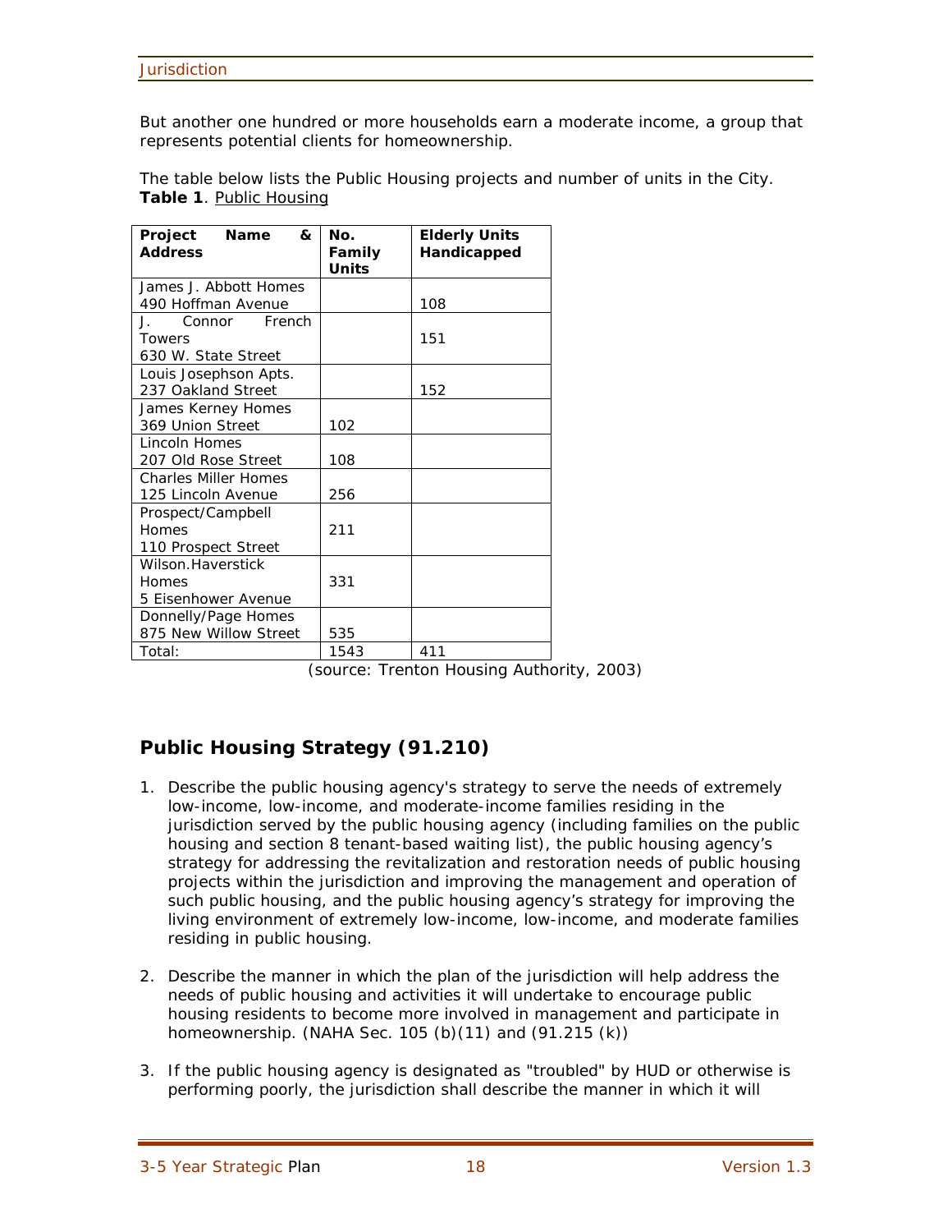But another one hundred or more households earn a moderate income, a group that represents potential clients for homeownership.

The table below lists the Public Housing projects and number of units in the City.
**Table 1**. Public Housing

| Project Name & Address | No. Family Units | Elderly Units Handicapped |
|---|---|---|
| James J. Abbott Homes 490 Hoffman Avenue | | 108 |
| J. Connor French Towers 630 W. State Street | | 151 |
| Louis Josephson Apts. 237 Oakland Street | | 152 |
| James Kerney Homes 369 Union Street | 102 | |
| Lincoln Homes 207 Old Rose Street | 108 | |
| Charles Miller Homes 125 Lincoln Avenue | 256 | |
| Prospect/Campbell Homes 110 Prospect Street | 211 | |
| Wilson.Haverstick Homes 5 Eisenhower Avenue | 331 | |
| Donnelly/Page Homes 875 New Willow Street | 535 | |
| Total: | 1543 | 411 |

(source: Trenton Housing Authority, 2003)

## Public Housing Strategy (91.210)

1. Describe the public housing agency's strategy to serve the needs of extremely low-income, low-income, and moderate-income families residing in the jurisdiction served by the public housing agency (including families on the public housing and section 8 tenant-based waiting list), the public housing agency's strategy for addressing the revitalization and restoration needs of public housing projects within the jurisdiction and improving the management and operation of such public housing, and the public housing agency's strategy for improving the living environment of extremely low-income, low-income, and moderate families residing in public housing.

2. Describe the manner in which the plan of the jurisdiction will help address the needs of public housing and activities it will undertake to encourage public housing residents to become more involved in management and participate in homeownership. (NAHA Sec. 105 (b)(11) and (91.215 (k))

3. If the public housing agency is designated as "troubled" by HUD or otherwise is performing poorly, the jurisdiction shall describe the manner in which it will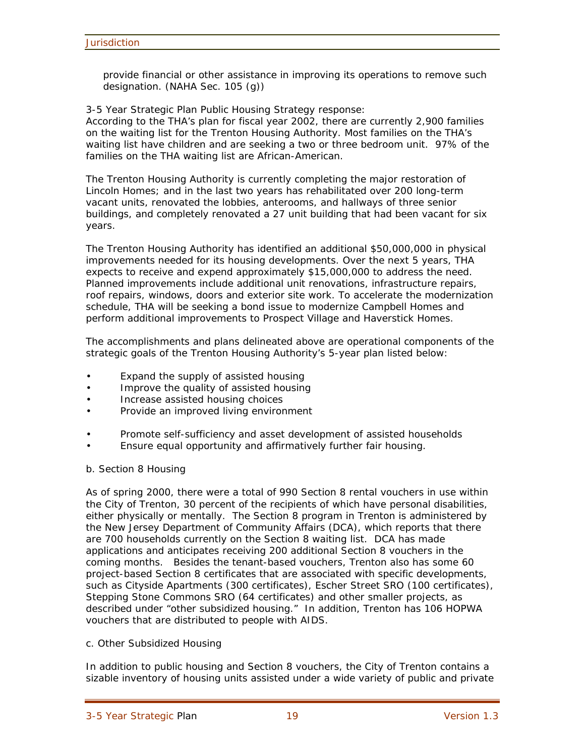provide financial or other assistance in improving its operations to remove such designation. (NAHA Sec. 105 (g))

3-5 Year Strategic Plan Public Housing Strategy response:
According to the THA's plan for fiscal year 2002, there are currently 2,900 families on the waiting list for the Trenton Housing Authority. Most families on the THA's waiting list have children and are seeking a two or three bedroom unit. 97% of the families on the THA waiting list are African-American.

The Trenton Housing Authority is currently completing the major restoration of Lincoln Homes; and in the last two years has rehabilitated over 200 long-term vacant units, renovated the lobbies, anterooms, and hallways of three senior buildings, and completely renovated a 27 unit building that had been vacant for six years.

The Trenton Housing Authority has identified an additional $50,000,000 in physical improvements needed for its housing developments. Over the next 5 years, THA expects to receive and expend approximately $15,000,000 to address the need. Planned improvements include additional unit renovations, infrastructure repairs, roof repairs, windows, doors and exterior site work. To accelerate the modernization schedule, THA will be seeking a bond issue to modernize Campbell Homes and perform additional improvements to Prospect Village and Haverstick Homes.

The accomplishments and plans delineated above are operational components of the strategic goals of the Trenton Housing Authority's 5-year plan listed below:

- Expand the supply of assisted housing
- Improve the quality of assisted housing
- Increase assisted housing choices
- Provide an improved living environment
- Promote self-sufficiency and asset development of assisted households
- Ensure equal opportunity and affirmatively further fair housing.

b. Section 8 Housing

As of spring 2000, there were a total of 990 Section 8 rental vouchers in use within the City of Trenton, 30 percent of the recipients of which have personal disabilities, either physically or mentally. The Section 8 program in Trenton is administered by the New Jersey Department of Community Affairs (DCA), which reports that there are 700 households currently on the Section 8 waiting list. DCA has made applications and anticipates receiving 200 additional Section 8 vouchers in the coming months. Besides the tenant-based vouchers, Trenton also has some 60 project-based Section 8 certificates that are associated with specific developments, such as Cityside Apartments (300 certificates), Escher Street SRO (100 certificates), Stepping Stone Commons SRO (64 certificates) and other smaller projects, as described under "other subsidized housing." In addition, Trenton has 106 HOPWA vouchers that are distributed to people with AIDS.

c. Other Subsidized Housing

In addition to public housing and Section 8 vouchers, the City of Trenton contains a sizable inventory of housing units assisted under a wide variety of public and private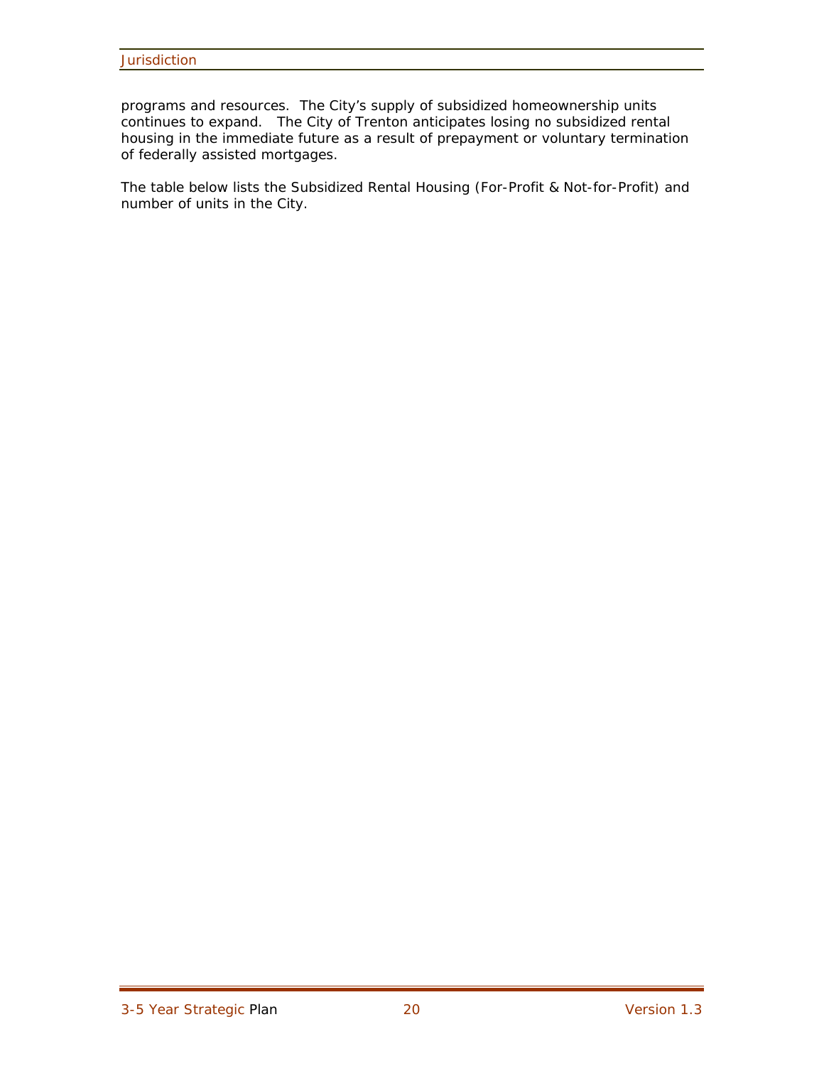programs and resources. The City's supply of subsidized homeownership units continues to expand. The City of Trenton anticipates losing no subsidized rental housing in the immediate future as a result of prepayment or voluntary termination of federally assisted mortgages.

The table below lists the Subsidized Rental Housing (For-Profit & Not-for-Profit) and number of units in the City.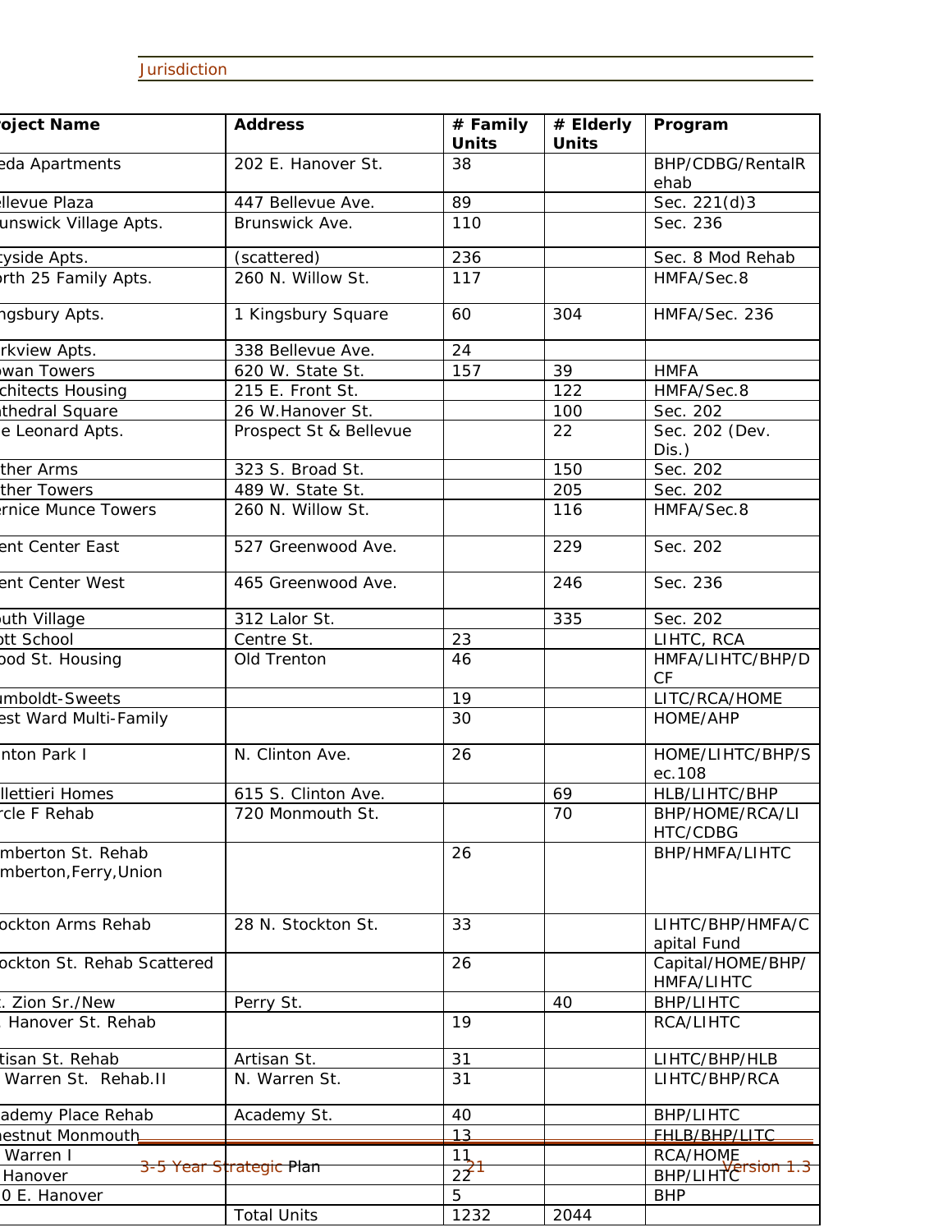| Project Name | Address | # Family Units | # Elderly Units | Program |
|---|---|---|---|---|
| eda Apartments | 202 E. Hanover St. | 38 | | BHP/CDBG/RentalRehab |
| ellevue Plaza | 447 Bellevue Ave. | 89 | | Sec. 221(d)3 |
| unswick Village Apts. | Brunswick Ave. | 110 | | Sec. 236 |
| cyside Apts. | (scattered) | 236 | | Sec. 8 Mod Rehab |
| orth 25 Family Apts. | 260 N. Willow St. | 117 | | HMFA/Sec.8 |
| ngsbury Apts. | 1 Kingsbury Square | 60 | 304 | HMFA/Sec. 236 |
| rkview Apts. | 338 Bellevue Ave. | 24 | | |
| owan Towers | 620 W. State St. | 157 | 39 | HMFA |
| chitects Housing | 215 E. Front St. | | 122 | HMFA/Sec.8 |
| thedral Square | 26 W.Hanover St. | | 100 | Sec. 202 |
| e Leonard Apts. | Prospect St & Bellevue | | 22 | Sec. 202 (Dev. Dis.) |
| ther Arms | 323 S. Broad St. | | 150 | Sec. 202 |
| ther Towers | 489 W. State St. | | 205 | Sec. 202 |
| ernice Munce Towers | 260 N. Willow St. | | 116 | HMFA/Sec.8 |
| ent Center East | 527 Greenwood Ave. | | 229 | Sec. 202 |
| ent Center West | 465 Greenwood Ave. | | 246 | Sec. 236 |
| uth Village | 312 Lalor St. | | 335 | Sec. 202 |
| ott School | Centre St. | 23 | | LIHTC, RCA |
| ood St. Housing | Old Trenton | 46 | | HMFA/LIHTC/BHP/DCF |
| umboldt-Sweets | | 19 | | LITC/RCA/HOME |
| est Ward Multi-Family | | 30 | | HOME/AHP |
| nton Park I | N. Clinton Ave. | 26 | | HOME/LIHTC/BHP/Sec.108 |
| llettieri Homes | 615 S. Clinton Ave. | | 69 | HLB/LIHTC/BHP |
| rcle F Rehab | 720 Monmouth St. | | 70 | BHP/HOME/RCA/LIHTC/CDBG |
| mberton St. Rehab mberton,Ferry,Union | | 26 | | BHP/HMFA/LIHTC |
| ockton Arms Rehab | 28 N. Stockton St. | 33 | | LIHTC/BHP/HMFA/Capital Fund |
| ockton St. Rehab Scattered | | 26 | | Capital/HOME/BHP/HMFA/LIHTC |
| . Zion Sr./New | Perry St. | | 40 | BHP/LIHTC |
| Hanover St. Rehab | | 19 | | RCA/LIHTC |
| tisan St. Rehab | Artisan St. | 31 | | LIHTC/BHP/HLB |
| Warren St. Rehab.II | N. Warren St. | 31 | | LIHTC/BHP/RCA |
| ademy Place Rehab | Academy St. | 40 | | BHP/LIHTC |
| nestnut Monmouth | | 13 | | FHLB/BHP/LITC |
| Warren I | | 11 | | RCA/HOME |
| Hanover | | 22 | | BHP/LIHTC |
| 0 E. Hanover | | 5 | | BHP |
| | Total Units | 1232 | 2044 | |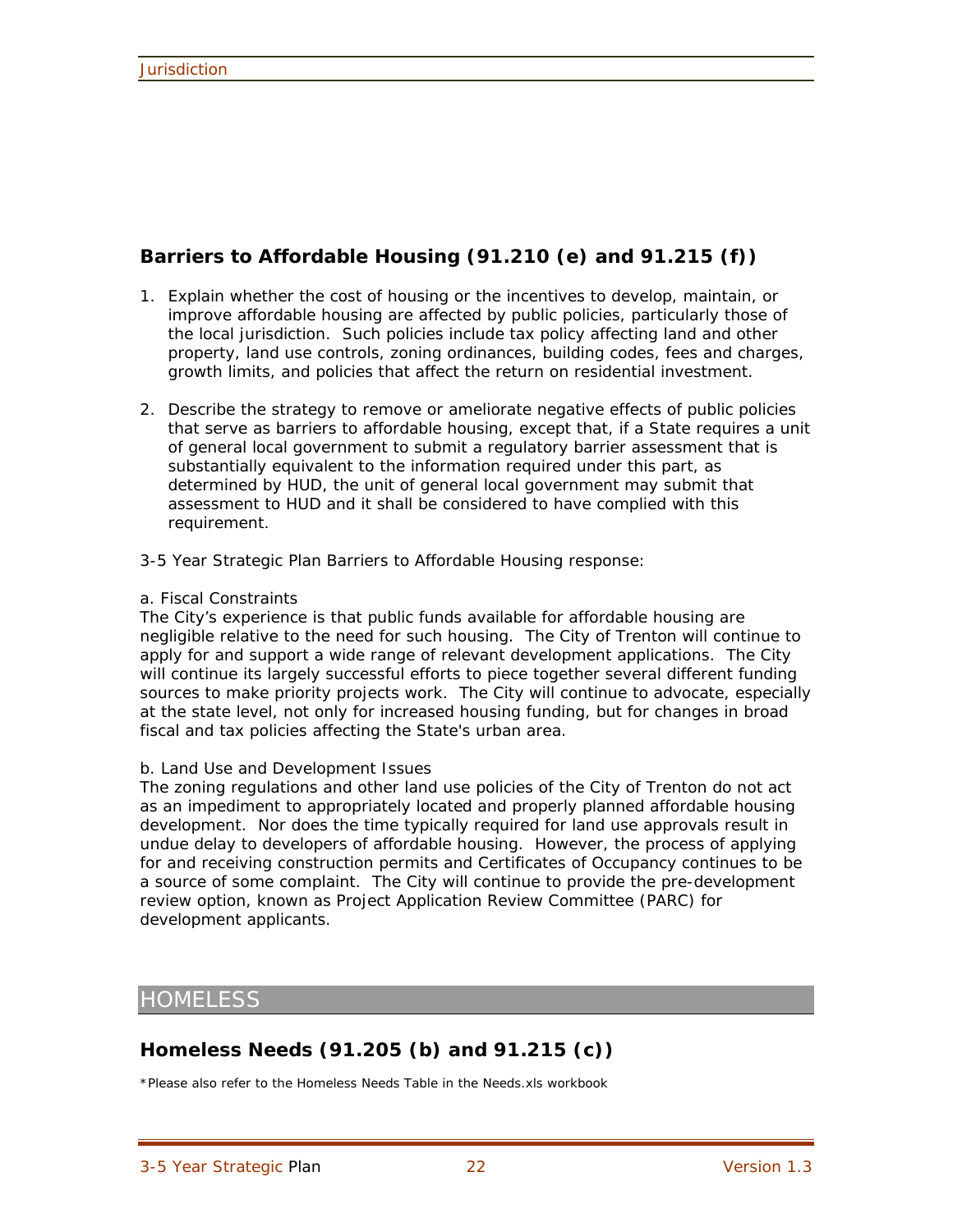## Barriers to Affordable Housing (91.210 (e) and 91.215 (f))

1. Explain whether the cost of housing or the incentives to develop, maintain, or improve affordable housing are affected by public policies, particularly those of the local jurisdiction. Such policies include tax policy affecting land and other property, land use controls, zoning ordinances, building codes, fees and charges, growth limits, and policies that affect the return on residential investment.

2. Describe the strategy to remove or ameliorate negative effects of public policies that serve as barriers to affordable housing, except that, if a State requires a unit of general local government to submit a regulatory barrier assessment that is substantially equivalent to the information required under this part, as determined by HUD, the unit of general local government may submit that assessment to HUD and it shall be considered to have complied with this requirement.

3-5 Year Strategic Plan Barriers to Affordable Housing response:

a. Fiscal Constraints
The City's experience is that public funds available for affordable housing are negligible relative to the need for such housing. The City of Trenton will continue to apply for and support a wide range of relevant development applications. The City will continue its largely successful efforts to piece together several different funding sources to make priority projects work. The City will continue to advocate, especially at the state level, not only for increased housing funding, but for changes in broad fiscal and tax policies affecting the State's urban area.

b. Land Use and Development Issues
The zoning regulations and other land use policies of the City of Trenton do not act as an impediment to appropriately located and properly planned affordable housing development. Nor does the time typically required for land use approvals result in undue delay to developers of affordable housing. However, the process of applying for and receiving construction permits and Certificates of Occupancy continues to be a source of some complaint. The City will continue to provide the pre-development review option, known as Project Application Review Committee (PARC) for development applicants.

# HOMELESS

## Homeless Needs (91.205 (b) and 91.215 (c))

*Please also refer to the Homeless Needs Table in the Needs.xls workbook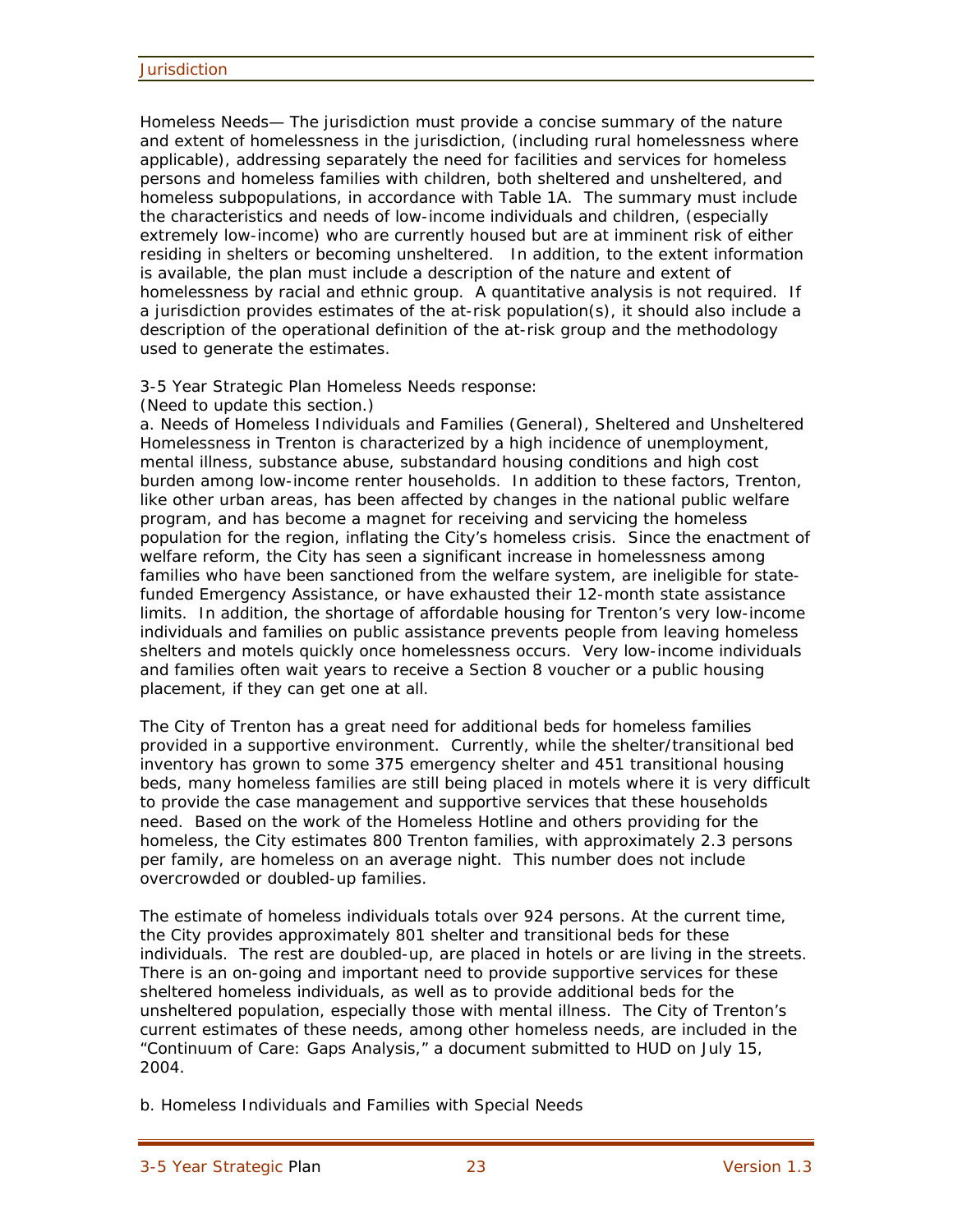Homeless Needs— The jurisdiction must provide a concise summary of the nature and extent of homelessness in the jurisdiction, (including rural homelessness where applicable), addressing separately the need for facilities and services for homeless persons and homeless families with children, both sheltered and unsheltered, and homeless subpopulations, in accordance with Table 1A. The summary must include the characteristics and needs of low-income individuals and children, (especially extremely low-income) who are currently housed but are at imminent risk of either residing in shelters or becoming unsheltered. In addition, to the extent information is available, the plan must include a description of the nature and extent of homelessness by racial and ethnic group. A quantitative analysis is not required. If a jurisdiction provides estimates of the at-risk population(s), it should also include a description of the operational definition of the at-risk group and the methodology used to generate the estimates.

3-5 Year Strategic Plan Homeless Needs response:
(Need to update this section.)
a. Needs of Homeless Individuals and Families (General), Sheltered and Unsheltered Homelessness in Trenton is characterized by a high incidence of unemployment, mental illness, substance abuse, substandard housing conditions and high cost burden among low-income renter households. In addition to these factors, Trenton, like other urban areas, has been affected by changes in the national public welfare program, and has become a magnet for receiving and servicing the homeless population for the region, inflating the City's homeless crisis. Since the enactment of welfare reform, the City has seen a significant increase in homelessness among families who have been sanctioned from the welfare system, are ineligible for state-funded Emergency Assistance, or have exhausted their 12-month state assistance limits. In addition, the shortage of affordable housing for Trenton's very low-income individuals and families on public assistance prevents people from leaving homeless shelters and motels quickly once homelessness occurs. Very low-income individuals and families often wait years to receive a Section 8 voucher or a public housing placement, if they can get one at all.

The City of Trenton has a great need for additional beds for homeless families provided in a supportive environment. Currently, while the shelter/transitional bed inventory has grown to some 375 emergency shelter and 451 transitional housing beds, many homeless families are still being placed in motels where it is very difficult to provide the case management and supportive services that these households need. Based on the work of the Homeless Hotline and others providing for the homeless, the City estimates 800 Trenton families, with approximately 2.3 persons per family, are homeless on an average night. This number does not include overcrowded or doubled-up families.

The estimate of homeless individuals totals over 924 persons. At the current time, the City provides approximately 801 shelter and transitional beds for these individuals. The rest are doubled-up, are placed in hotels or are living in the streets. There is an on-going and important need to provide supportive services for these sheltered homeless individuals, as well as to provide additional beds for the unsheltered population, especially those with mental illness. The City of Trenton's current estimates of these needs, among other homeless needs, are included in the "Continuum of Care: Gaps Analysis," a document submitted to HUD on July 15, 2004.

b. Homeless Individuals and Families with Special Needs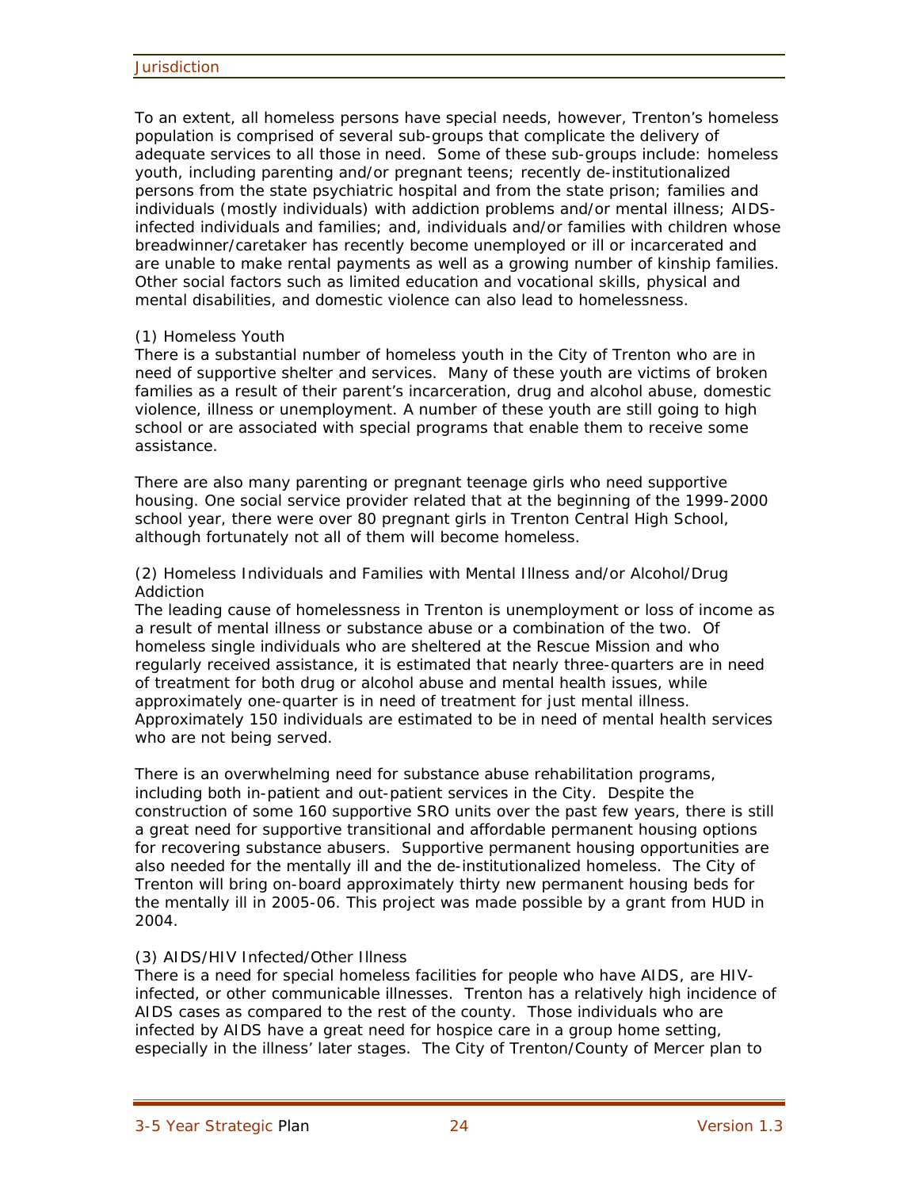To an extent, all homeless persons have special needs, however, Trenton's homeless population is comprised of several sub-groups that complicate the delivery of adequate services to all those in need. Some of these sub-groups include: homeless youth, including parenting and/or pregnant teens; recently de-institutionalized persons from the state psychiatric hospital and from the state prison; families and individuals (mostly individuals) with addiction problems and/or mental illness; AIDS-infected individuals and families; and, individuals and/or families with children whose breadwinner/caretaker has recently become unemployed or ill or incarcerated and are unable to make rental payments as well as a growing number of kinship families. Other social factors such as limited education and vocational skills, physical and mental disabilities, and domestic violence can also lead to homelessness.

(1) Homeless Youth

There is a substantial number of homeless youth in the City of Trenton who are in need of supportive shelter and services. Many of these youth are victims of broken families as a result of their parent's incarceration, drug and alcohol abuse, domestic violence, illness or unemployment. A number of these youth are still going to high school or are associated with special programs that enable them to receive some assistance.

There are also many parenting or pregnant teenage girls who need supportive housing. One social service provider related that at the beginning of the 1999-2000 school year, there were over 80 pregnant girls in Trenton Central High School, although fortunately not all of them will become homeless.

(2) Homeless Individuals and Families with Mental Illness and/or Alcohol/Drug Addiction

The leading cause of homelessness in Trenton is unemployment or loss of income as a result of mental illness or substance abuse or a combination of the two. Of homeless single individuals who are sheltered at the Rescue Mission and who regularly received assistance, it is estimated that nearly three-quarters are in need of treatment for both drug or alcohol abuse and mental health issues, while approximately one-quarter is in need of treatment for just mental illness. Approximately 150 individuals are estimated to be in need of mental health services who are not being served.

There is an overwhelming need for substance abuse rehabilitation programs, including both in-patient and out-patient services in the City. Despite the construction of some 160 supportive SRO units over the past few years, there is still a great need for supportive transitional and affordable permanent housing options for recovering substance abusers. Supportive permanent housing opportunities are also needed for the mentally ill and the de-institutionalized homeless. The City of Trenton will bring on-board approximately thirty new permanent housing beds for the mentally ill in 2005-06. This project was made possible by a grant from HUD in 2004.

(3) AIDS/HIV Infected/Other Illness

There is a need for special homeless facilities for people who have AIDS, are HIV-infected, or other communicable illnesses. Trenton has a relatively high incidence of AIDS cases as compared to the rest of the county. Those individuals who are infected by AIDS have a great need for hospice care in a group home setting, especially in the illness' later stages. The City of Trenton/County of Mercer plan to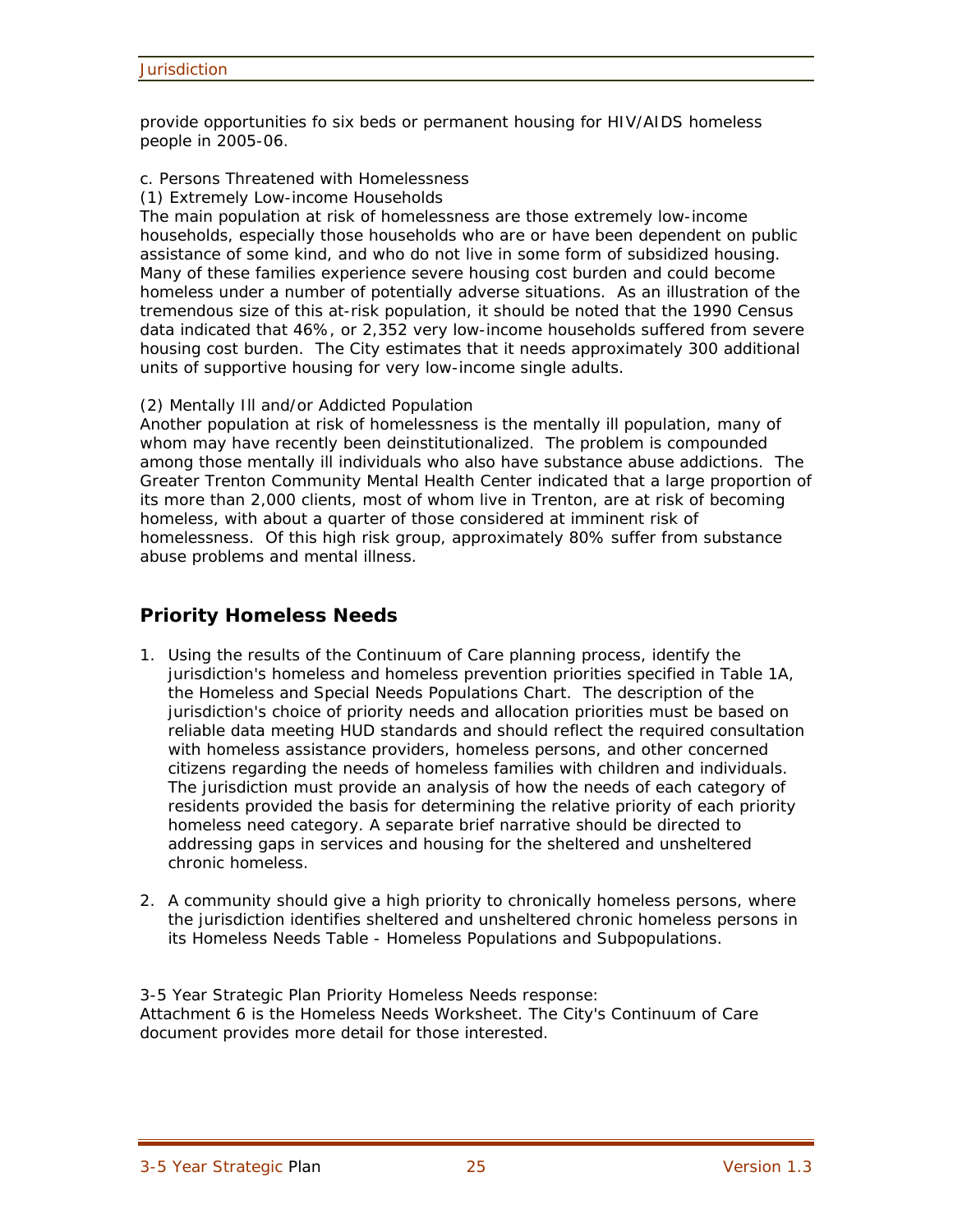provide opportunities fo six beds or permanent housing for HIV/AIDS homeless people in 2005-06.

c. Persons Threatened with Homelessness
(1) Extremely Low-income Households
The main population at risk of homelessness are those extremely low-income households, especially those households who are or have been dependent on public assistance of some kind, and who do not live in some form of subsidized housing. Many of these families experience severe housing cost burden and could become homeless under a number of potentially adverse situations. As an illustration of the tremendous size of this at-risk population, it should be noted that the 1990 Census data indicated that 46%, or 2,352 very low-income households suffered from severe housing cost burden. The City estimates that it needs approximately 300 additional units of supportive housing for very low-income single adults.

(2) Mentally Ill and/or Addicted Population
Another population at risk of homelessness is the mentally ill population, many of whom may have recently been deinstitutionalized. The problem is compounded among those mentally ill individuals who also have substance abuse addictions. The Greater Trenton Community Mental Health Center indicated that a large proportion of its more than 2,000 clients, most of whom live in Trenton, are at risk of becoming homeless, with about a quarter of those considered at imminent risk of homelessness. Of this high risk group, approximately 80% suffer from substance abuse problems and mental illness.

## Priority Homeless Needs

1. Using the results of the Continuum of Care planning process, identify the jurisdiction's homeless and homeless prevention priorities specified in Table 1A, the Homeless and Special Needs Populations Chart. The description of the jurisdiction's choice of priority needs and allocation priorities must be based on reliable data meeting HUD standards and should reflect the required consultation with homeless assistance providers, homeless persons, and other concerned citizens regarding the needs of homeless families with children and individuals. The jurisdiction must provide an analysis of how the needs of each category of residents provided the basis for determining the relative priority of each priority homeless need category. A separate brief narrative should be directed to addressing gaps in services and housing for the sheltered and unsheltered chronic homeless.

2. A community should give a high priority to chronically homeless persons, where the jurisdiction identifies sheltered and unsheltered chronic homeless persons in its Homeless Needs Table - Homeless Populations and Subpopulations.

3-5 Year Strategic Plan Priority Homeless Needs response:
Attachment 6 is the Homeless Needs Worksheet. The City's Continuum of Care document provides more detail for those interested.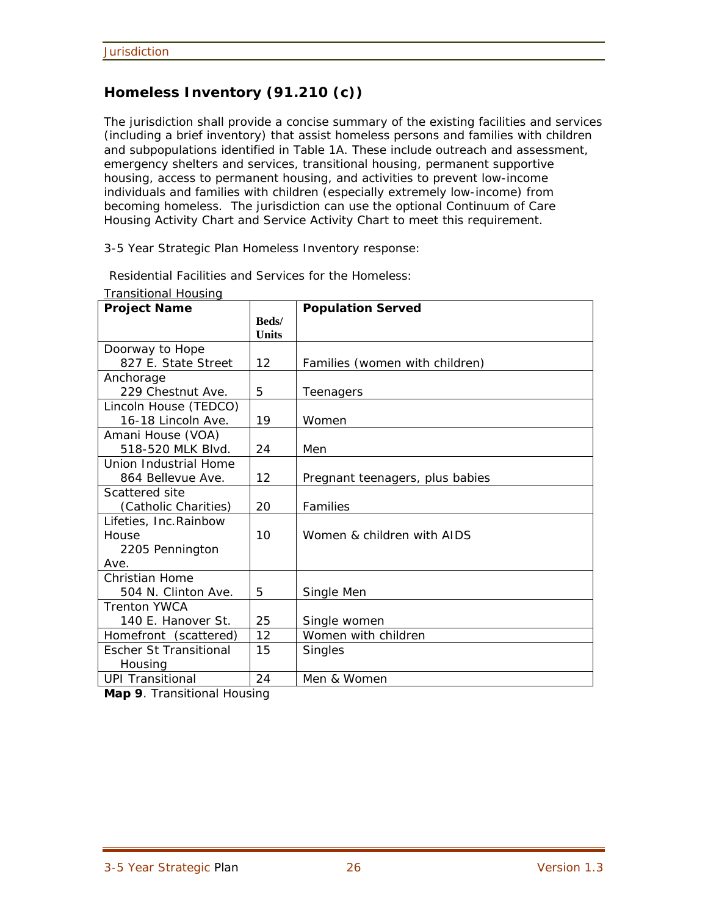## Homeless Inventory (91.210 (c))

The jurisdiction shall provide a concise summary of the existing facilities and services (including a brief inventory) that assist homeless persons and families with children and subpopulations identified in Table 1A. These include outreach and assessment, emergency shelters and services, transitional housing, permanent supportive housing, access to permanent housing, and activities to prevent low-income individuals and families with children (especially extremely low-income) from becoming homeless. The jurisdiction can use the optional Continuum of Care Housing Activity Chart and Service Activity Chart to meet this requirement.

3-5 Year Strategic Plan Homeless Inventory response:

Residential Facilities and Services for the Homeless:

Transitional Housing

| Project Name | Beds/ Units | Population Served |
|---|---|---|
| Doorway to Hope<br>827 E. State Street | 12 | Families (women with children) |
| Anchorage<br>229 Chestnut Ave. | 5 | Teenagers |
| Lincoln House (TEDCO)<br>16-18 Lincoln Ave. | 19 | Women |
| Amani House (VOA)<br>518-520 MLK Blvd. | 24 | Men |
| Union Industrial Home<br>864 Bellevue Ave. | 12 | Pregnant teenagers, plus babies |
| Scattered site<br>(Catholic Charities) | 20 | Families |
| Lifeties, Inc.Rainbow House<br>2205 Pennington Ave. | 10 | Women & children with AIDS |
| Christian Home<br>504 N. Clinton Ave. | 5 | Single Men |
| Trenton YWCA<br>140 E. Hanover St. | 25 | Single women |
| Homefront (scattered) | 12 | Women with children |
| Escher St Transitional Housing | 15 | Singles |
| UPI Transitional | 24 | Men & Women |

**Map 9**. Transitional Housing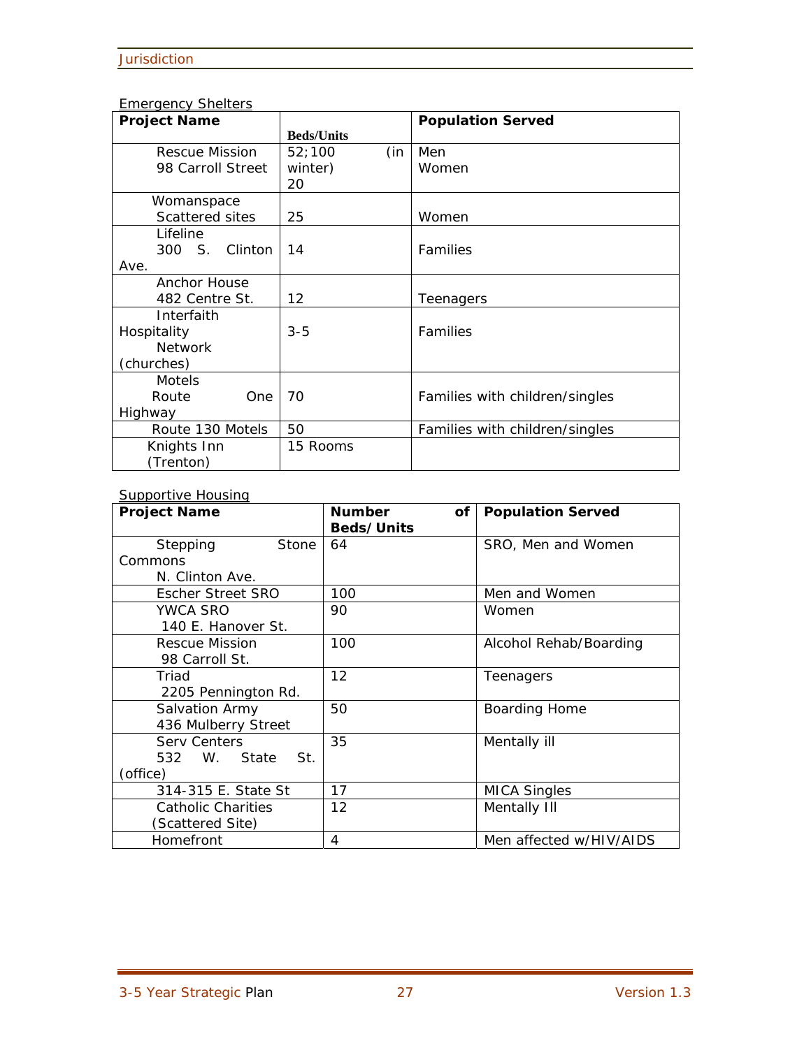Emergency Shelters

| Project Name | Beds/Units | Population Served |
|---|---|---|
| Rescue Mission 98 Carroll Street | 52;100 (in winter) 20 | Men Women |
| Womanspace Scattered sites | 25 | Women |
| Lifeline 300 S. Clinton Ave. | 14 | Families |
| Anchor House 482 Centre St. | 12 | Teenagers |
| Interfaith Hospitality Network (churches) | 3-5 | Families |
| Motels Route One Highway | 70 | Families with children/singles |
| Route 130 Motels | 50 | Families with children/singles |
| Knights Inn (Trenton) | 15 Rooms | |

Supportive Housing

| Project Name | Number of Beds/Units | Population Served |
|---|---|---|
| Stepping Stone Commons N. Clinton Ave. | 64 | SRO, Men and Women |
| Escher Street SRO | 100 | Men and Women |
| YWCA SRO 140 E. Hanover St. | 90 | Women |
| Rescue Mission 98 Carroll St. | 100 | Alcohol Rehab/Boarding |
| Triad 2205 Pennington Rd. | 12 | Teenagers |
| Salvation Army 436 Mulberry Street | 50 | Boarding Home |
| Serv Centers 532 W. State St. (office) | 35 | Mentally ill |
| 314-315 E. State St | 17 | MICA Singles |
| Catholic Charities (Scattered Site) | 12 | Mentally Ill |
| Homefront | 4 | Men affected w/HIV/AIDS |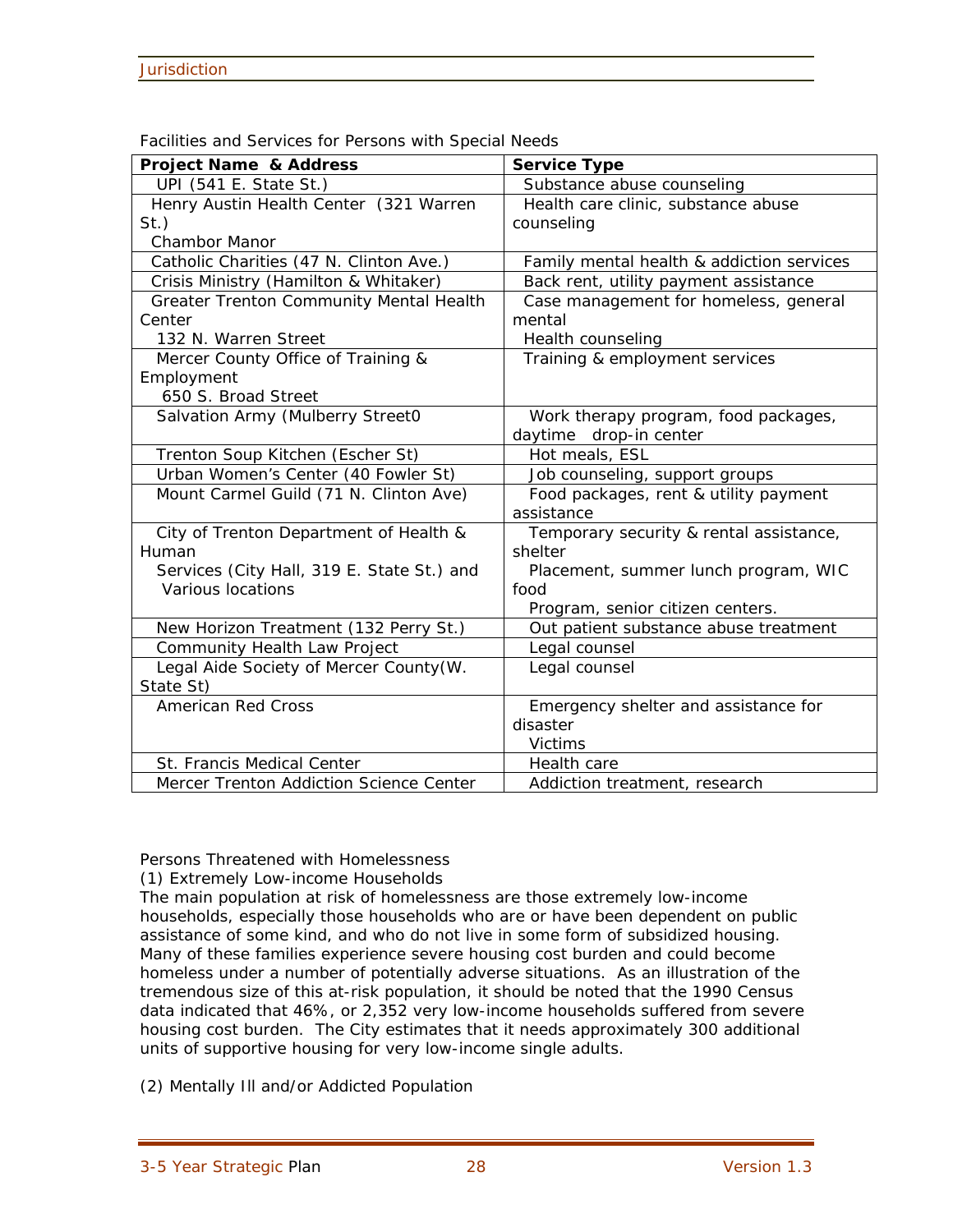Facilities and Services for Persons with Special Needs

| Project Name & Address | Service Type |
|---|---|
| UPI (541 E. State St.) | Substance abuse counseling |
| Henry Austin Health Center (321 Warren St.) Chambor Manor | Health care clinic, substance abuse counseling |
| Catholic Charities (47 N. Clinton Ave.) | Family mental health & addiction services |
| Crisis Ministry (Hamilton & Whitaker) | Back rent, utility payment assistance |
| Greater Trenton Community Mental Health Center 132 N. Warren Street | Case management for homeless, general mental Health counseling |
| Mercer County Office of Training & Employment 650 S. Broad Street | Training & employment services |
| Salvation Army (Mulberry Street0 | Work therapy program, food packages, daytime drop-in center |
| Trenton Soup Kitchen (Escher St) | Hot meals, ESL |
| Urban Women's Center (40 Fowler St) | Job counseling, support groups |
| Mount Carmel Guild (71 N. Clinton Ave) | Food packages, rent & utility payment assistance |
| City of Trenton Department of Health & Human Services (City Hall, 319 E. State St.) and Various locations | Temporary security & rental assistance, shelter Placement, summer lunch program, WIC food Program, senior citizen centers. |
| New Horizon Treatment (132 Perry St.) | Out patient substance abuse treatment |
| Community Health Law Project | Legal counsel |
| Legal Aide Society of Mercer County(W. State St) | Legal counsel |
| American Red Cross | Emergency shelter and assistance for disaster Victims |
| St. Francis Medical Center | Health care |
| Mercer Trenton Addiction Science Center | Addiction treatment, research |

Persons Threatened with Homelessness

(1) Extremely Low-income Households

The main population at risk of homelessness are those extremely low-income households, especially those households who are or have been dependent on public assistance of some kind, and who do not live in some form of subsidized housing. Many of these families experience severe housing cost burden and could become homeless under a number of potentially adverse situations. As an illustration of the tremendous size of this at-risk population, it should be noted that the 1990 Census data indicated that 46%, or 2,352 very low-income households suffered from severe housing cost burden. The City estimates that it needs approximately 300 additional units of supportive housing for very low-income single adults.

(2) Mentally Ill and/or Addicted Population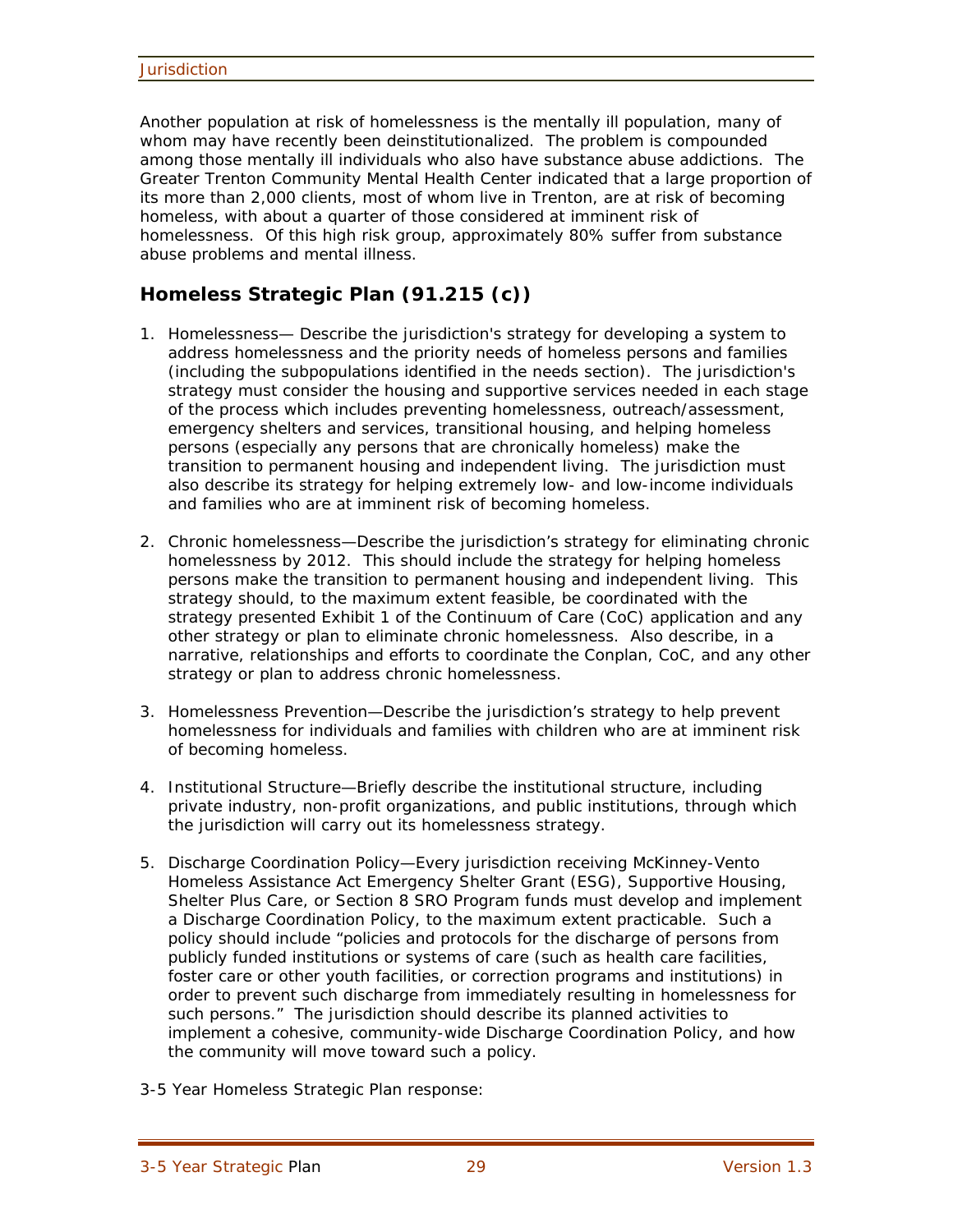Another population at risk of homelessness is the mentally ill population, many of whom may have recently been deinstitutionalized. The problem is compounded among those mentally ill individuals who also have substance abuse addictions. The Greater Trenton Community Mental Health Center indicated that a large proportion of its more than 2,000 clients, most of whom live in Trenton, are at risk of becoming homeless, with about a quarter of those considered at imminent risk of homelessness. Of this high risk group, approximately 80% suffer from substance abuse problems and mental illness.

## Homeless Strategic Plan (91.215 (c))

1. Homelessness— Describe the jurisdiction's strategy for developing a system to address homelessness and the priority needs of homeless persons and families (including the subpopulations identified in the needs section). The jurisdiction's strategy must consider the housing and supportive services needed in each stage of the process which includes preventing homelessness, outreach/assessment, emergency shelters and services, transitional housing, and helping homeless persons (especially any persons that are chronically homeless) make the transition to permanent housing and independent living. The jurisdiction must also describe its strategy for helping extremely low- and low-income individuals and families who are at imminent risk of becoming homeless.

2. Chronic homelessness—Describe the jurisdiction's strategy for eliminating chronic homelessness by 2012. This should include the strategy for helping homeless persons make the transition to permanent housing and independent living. This strategy should, to the maximum extent feasible, be coordinated with the strategy presented Exhibit 1 of the Continuum of Care (CoC) application and any other strategy or plan to eliminate chronic homelessness. Also describe, in a narrative, relationships and efforts to coordinate the Conplan, CoC, and any other strategy or plan to address chronic homelessness.

3. Homelessness Prevention—Describe the jurisdiction's strategy to help prevent homelessness for individuals and families with children who are at imminent risk of becoming homeless.

4. Institutional Structure—Briefly describe the institutional structure, including private industry, non-profit organizations, and public institutions, through which the jurisdiction will carry out its homelessness strategy.

5. Discharge Coordination Policy—Every jurisdiction receiving McKinney-Vento Homeless Assistance Act Emergency Shelter Grant (ESG), Supportive Housing, Shelter Plus Care, or Section 8 SRO Program funds must develop and implement a Discharge Coordination Policy, to the maximum extent practicable. Such a policy should include "policies and protocols for the discharge of persons from publicly funded institutions or systems of care (such as health care facilities, foster care or other youth facilities, or correction programs and institutions) in order to prevent such discharge from immediately resulting in homelessness for such persons." The jurisdiction should describe its planned activities to implement a cohesive, community-wide Discharge Coordination Policy, and how the community will move toward such a policy.

3-5 Year Homeless Strategic Plan response: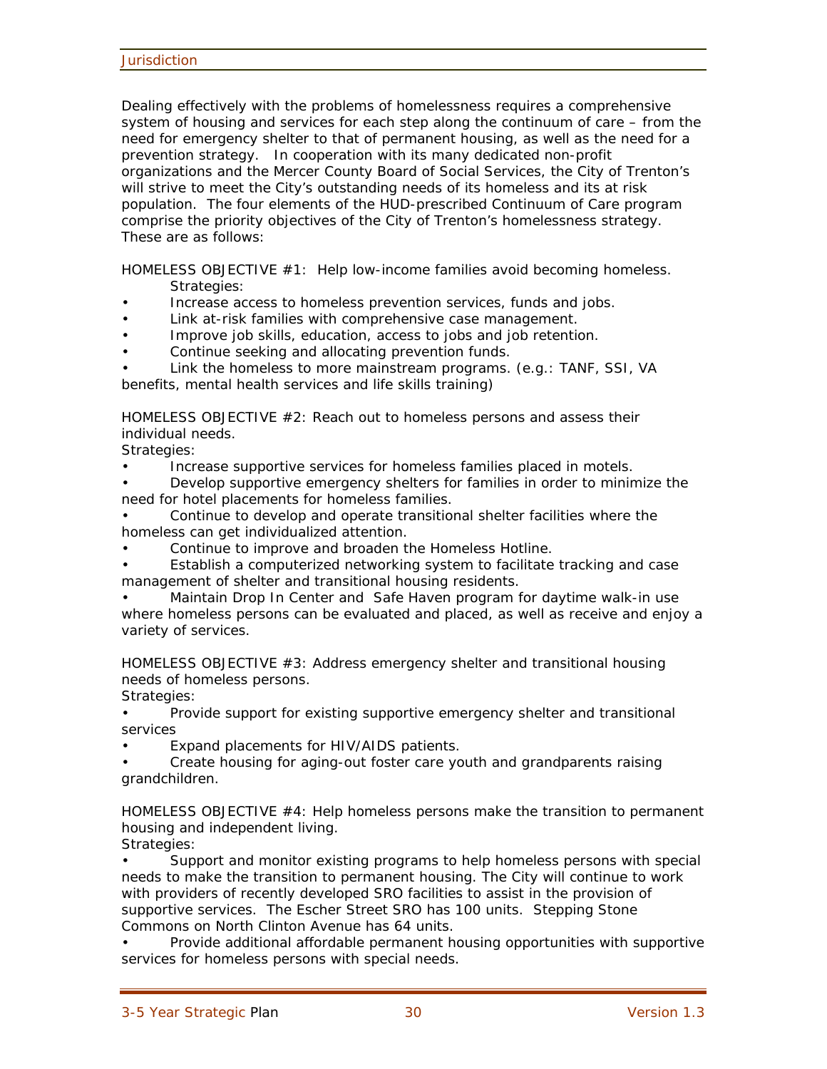Dealing effectively with the problems of homelessness requires a comprehensive system of housing and services for each step along the continuum of care – from the need for emergency shelter to that of permanent housing, as well as the need for a prevention strategy. In cooperation with its many dedicated non-profit organizations and the Mercer County Board of Social Services, the City of Trenton's will strive to meet the City's outstanding needs of its homeless and its at risk population. The four elements of the HUD-prescribed Continuum of Care program comprise the priority objectives of the City of Trenton's homelessness strategy. These are as follows:

HOMELESS OBJECTIVE #1: Help low-income families avoid becoming homeless.
Strategies:

- Increase access to homeless prevention services, funds and jobs.
- Link at-risk families with comprehensive case management.
- Improve job skills, education, access to jobs and job retention.
- Continue seeking and allocating prevention funds.
- Link the homeless to more mainstream programs. (e.g.: TANF, SSI, VA benefits, mental health services and life skills training)

HOMELESS OBJECTIVE #2: Reach out to homeless persons and assess their individual needs.
Strategies:

- Increase supportive services for homeless families placed in motels.
- Develop supportive emergency shelters for families in order to minimize the need for hotel placements for homeless families.
- Continue to develop and operate transitional shelter facilities where the homeless can get individualized attention.
- Continue to improve and broaden the Homeless Hotline.
- Establish a computerized networking system to facilitate tracking and case management of shelter and transitional housing residents.
- Maintain Drop In Center and Safe Haven program for daytime walk-in use where homeless persons can be evaluated and placed, as well as receive and enjoy a variety of services.

HOMELESS OBJECTIVE #3: Address emergency shelter and transitional housing needs of homeless persons.
Strategies:

- Provide support for existing supportive emergency shelter and transitional services
- Expand placements for HIV/AIDS patients.
- Create housing for aging-out foster care youth and grandparents raising grandchildren.

HOMELESS OBJECTIVE #4: Help homeless persons make the transition to permanent housing and independent living.
Strategies:

- Support and monitor existing programs to help homeless persons with special needs to make the transition to permanent housing. The City will continue to work with providers of recently developed SRO facilities to assist in the provision of supportive services. The Escher Street SRO has 100 units. Stepping Stone Commons on North Clinton Avenue has 64 units.
- Provide additional affordable permanent housing opportunities with supportive services for homeless persons with special needs.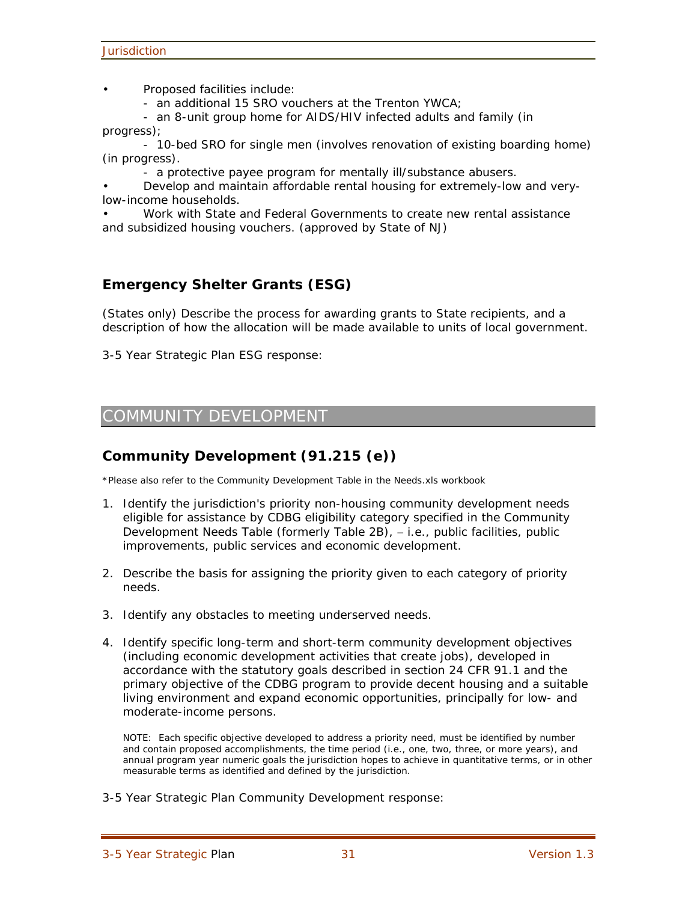- Proposed facilities include:
  - an additional 15 SRO vouchers at the Trenton YWCA;
  - an 8-unit group home for AIDS/HIV infected adults and family (in progress);
  - 10-bed SRO for single men (involves renovation of existing boarding home) (in progress).
  - a protective payee program for mentally ill/substance abusers.
- Develop and maintain affordable rental housing for extremely-low and very-low-income households.
- Work with State and Federal Governments to create new rental assistance and subsidized housing vouchers. (approved by State of NJ)

### Emergency Shelter Grants (ESG)

(States only) Describe the process for awarding grants to State recipients, and a description of how the allocation will be made available to units of local government.

3-5 Year Strategic Plan ESG response:

## COMMUNITY DEVELOPMENT

### Community Development (91.215 (e))

*Please also refer to the Community Development Table in the Needs.xls workbook

1. Identify the jurisdiction's priority non-housing community development needs eligible for assistance by CDBG eligibility category specified in the Community Development Needs Table (formerly Table 2B), – i.e., public facilities, public improvements, public services and economic development.

2. Describe the basis for assigning the priority given to each category of priority needs.

3. Identify any obstacles to meeting underserved needs.

4. Identify specific long-term and short-term community development objectives (including economic development activities that create jobs), developed in accordance with the statutory goals described in section 24 CFR 91.1 and the primary objective of the CDBG program to provide decent housing and a suitable living environment and expand economic opportunities, principally for low- and moderate-income persons.

   NOTE: Each specific objective developed to address a priority need, must be identified by number and contain proposed accomplishments, the time period (i.e., one, two, three, or more years), and annual program year numeric goals the jurisdiction hopes to achieve in quantitative terms, or in other measurable terms as identified and defined by the jurisdiction.

3-5 Year Strategic Plan Community Development response: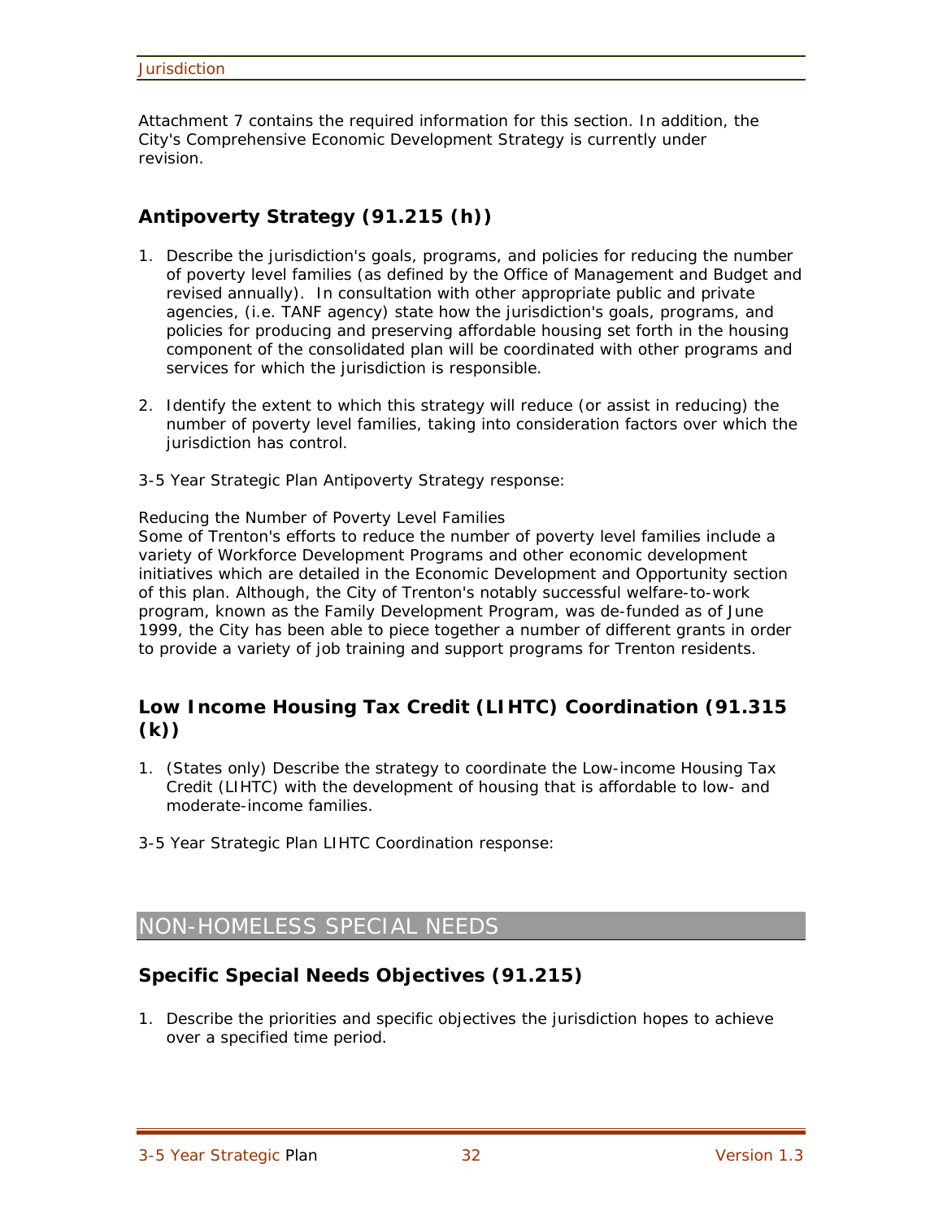Attachment 7 contains the required information for this section. In addition, the City's Comprehensive Economic Development Strategy is currently under revision.

## Antipoverty Strategy (91.215 (h))

1. Describe the jurisdiction's goals, programs, and policies for reducing the number of poverty level families (as defined by the Office of Management and Budget and revised annually). In consultation with other appropriate public and private agencies, (i.e. TANF agency) state how the jurisdiction's goals, programs, and policies for producing and preserving affordable housing set forth in the housing component of the consolidated plan will be coordinated with other programs and services for which the jurisdiction is responsible.

2. Identify the extent to which this strategy will reduce (or assist in reducing) the number of poverty level families, taking into consideration factors over which the jurisdiction has control.

3-5 Year Strategic Plan Antipoverty Strategy response:

Reducing the Number of Poverty Level Families
Some of Trenton's efforts to reduce the number of poverty level families include a variety of Workforce Development Programs and other economic development initiatives which are detailed in the Economic Development and Opportunity section of this plan. Although, the City of Trenton's notably successful welfare-to-work program, known as the Family Development Program, was de-funded as of June 1999, the City has been able to piece together a number of different grants in order to provide a variety of job training and support programs for Trenton residents.

## Low Income Housing Tax Credit (LIHTC) Coordination (91.315 (k))

1. (States only) Describe the strategy to coordinate the Low-income Housing Tax Credit (LIHTC) with the development of housing that is affordable to low- and moderate-income families.

3-5 Year Strategic Plan LIHTC Coordination response:

# NON-HOMELESS SPECIAL NEEDS

## Specific Special Needs Objectives (91.215)

1. Describe the priorities and specific objectives the jurisdiction hopes to achieve over a specified time period.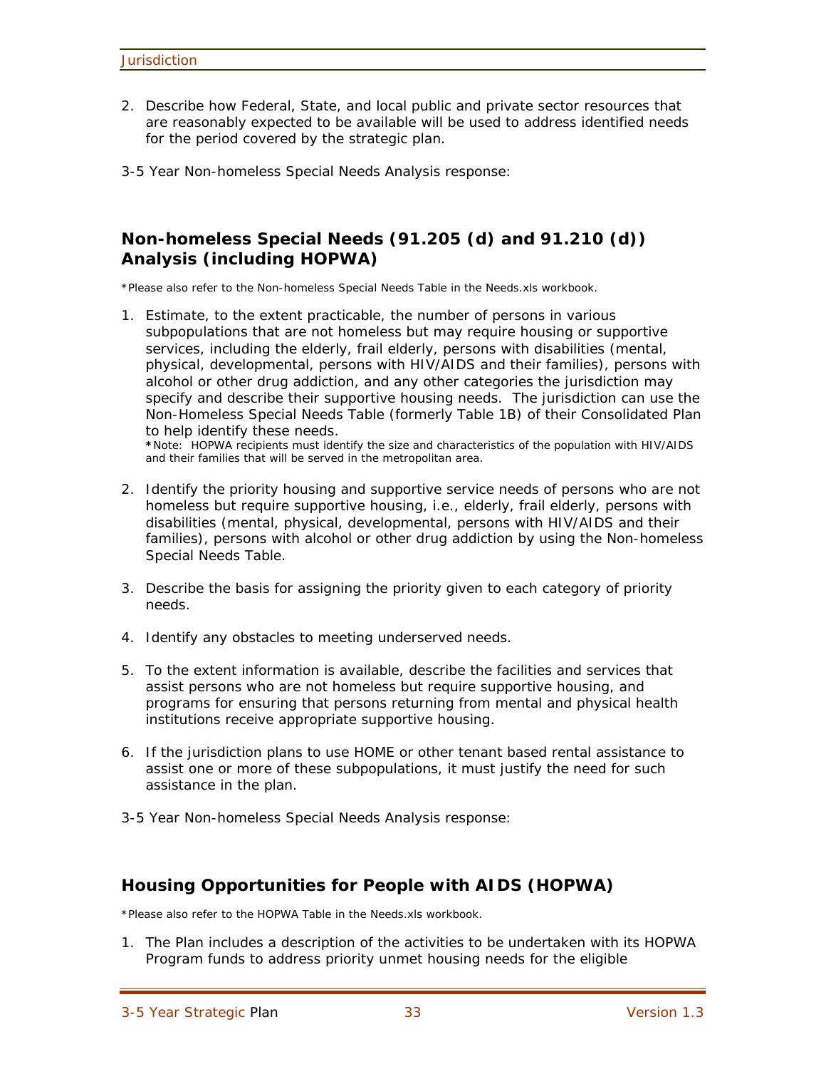2. Describe how Federal, State, and local public and private sector resources that are reasonably expected to be available will be used to address identified needs for the period covered by the strategic plan.

3-5 Year Non-homeless Special Needs Analysis response:

## Non-homeless Special Needs (91.205 (d) and 91.210 (d)) Analysis (including HOPWA)

*Please also refer to the Non-homeless Special Needs Table in the Needs.xls workbook.*

1. Estimate, to the extent practicable, the number of persons in various subpopulations that are not homeless but may require housing or supportive services, including the elderly, frail elderly, persons with disabilities (mental, physical, developmental, persons with HIV/AIDS and their families), persons with alcohol or other drug addiction, and any other categories the jurisdiction may specify and describe their supportive housing needs. The jurisdiction can use the Non-Homeless Special Needs Table (formerly Table 1B) of their Consolidated Plan to help identify these needs.
   **\***Note: HOPWA recipients must identify the size and characteristics of the population with HIV/AIDS and their families that will be served in the metropolitan area.

2. Identify the priority housing and supportive service needs of persons who are not homeless but require supportive housing, i.e., elderly, frail elderly, persons with disabilities (mental, physical, developmental, persons with HIV/AIDS and their families), persons with alcohol or other drug addiction by using the Non-homeless Special Needs Table.

3. Describe the basis for assigning the priority given to each category of priority needs.

4. Identify any obstacles to meeting underserved needs.

5. To the extent information is available, describe the facilities and services that assist persons who are not homeless but require supportive housing, and programs for ensuring that persons returning from mental and physical health institutions receive appropriate supportive housing.

6. If the jurisdiction plans to use HOME or other tenant based rental assistance to assist one or more of these subpopulations, it must justify the need for such assistance in the plan.

3-5 Year Non-homeless Special Needs Analysis response:

## Housing Opportunities for People with AIDS (HOPWA)

*Please also refer to the HOPWA Table in the Needs.xls workbook.*

1. The Plan includes a description of the activities to be undertaken with its HOPWA Program funds to address priority unmet housing needs for the eligible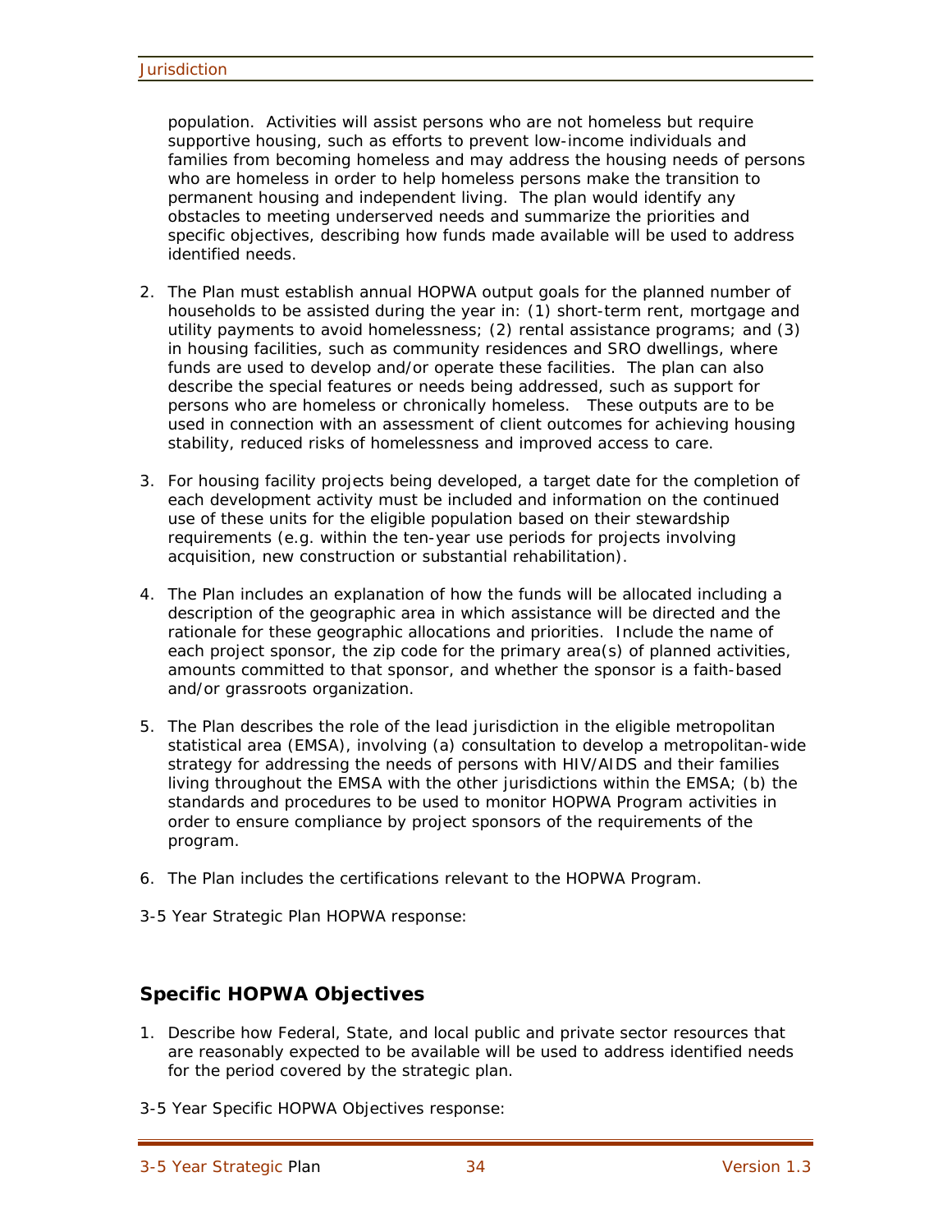population. Activities will assist persons who are not homeless but require supportive housing, such as efforts to prevent low-income individuals and families from becoming homeless and may address the housing needs of persons who are homeless in order to help homeless persons make the transition to permanent housing and independent living. The plan would identify any obstacles to meeting underserved needs and summarize the priorities and specific objectives, describing how funds made available will be used to address identified needs.

2. The Plan must establish annual HOPWA output goals for the planned number of households to be assisted during the year in: (1) short-term rent, mortgage and utility payments to avoid homelessness; (2) rental assistance programs; and (3) in housing facilities, such as community residences and SRO dwellings, where funds are used to develop and/or operate these facilities. The plan can also describe the special features or needs being addressed, such as support for persons who are homeless or chronically homeless. These outputs are to be used in connection with an assessment of client outcomes for achieving housing stability, reduced risks of homelessness and improved access to care.

3. For housing facility projects being developed, a target date for the completion of each development activity must be included and information on the continued use of these units for the eligible population based on their stewardship requirements (e.g. within the ten-year use periods for projects involving acquisition, new construction or substantial rehabilitation).

4. The Plan includes an explanation of how the funds will be allocated including a description of the geographic area in which assistance will be directed and the rationale for these geographic allocations and priorities. Include the name of each project sponsor, the zip code for the primary area(s) of planned activities, amounts committed to that sponsor, and whether the sponsor is a faith-based and/or grassroots organization.

5. The Plan describes the role of the lead jurisdiction in the eligible metropolitan statistical area (EMSA), involving (a) consultation to develop a metropolitan-wide strategy for addressing the needs of persons with HIV/AIDS and their families living throughout the EMSA with the other jurisdictions within the EMSA; (b) the standards and procedures to be used to monitor HOPWA Program activities in order to ensure compliance by project sponsors of the requirements of the program.

6. The Plan includes the certifications relevant to the HOPWA Program.

3-5 Year Strategic Plan HOPWA response:

## Specific HOPWA Objectives

1. Describe how Federal, State, and local public and private sector resources that are reasonably expected to be available will be used to address identified needs for the period covered by the strategic plan.

3-5 Year Specific HOPWA Objectives response: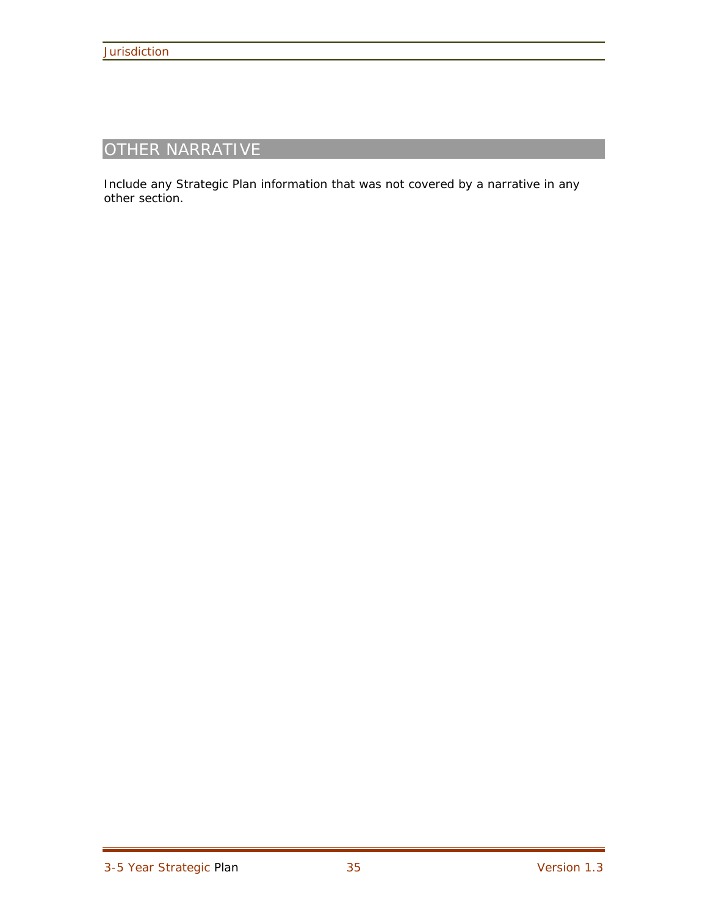## OTHER NARRATIVE

Include any Strategic Plan information that was not covered by a narrative in any other section.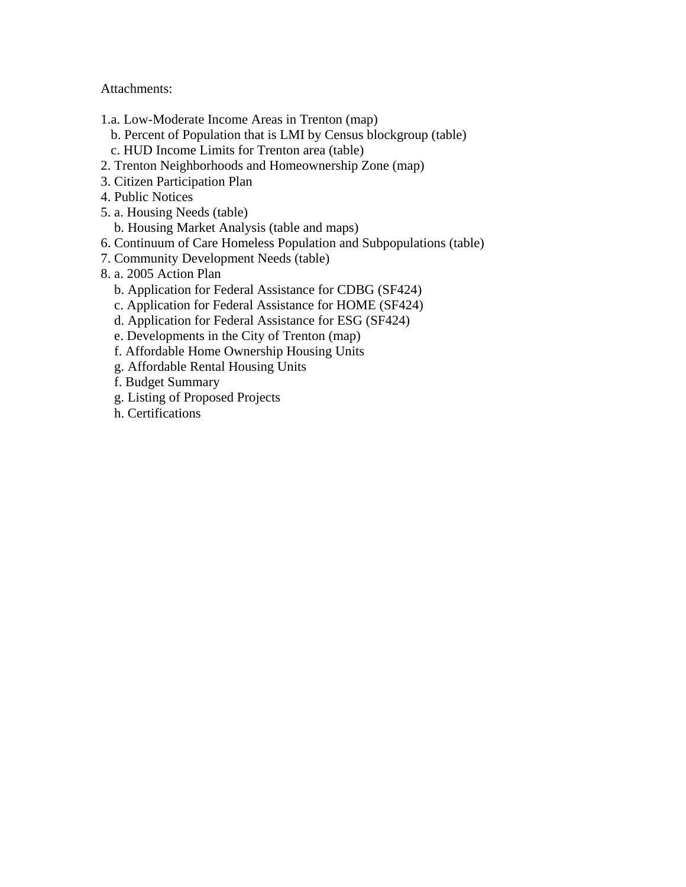Attachments:

1.a. Low-Moderate Income Areas in Trenton (map)
   b. Percent of Population that is LMI by Census blockgroup (table)
   c. HUD Income Limits for Trenton area (table)
2. Trenton Neighborhoods and Homeownership Zone (map)
3. Citizen Participation Plan
4. Public Notices
5. a. Housing Needs (table)
   b. Housing Market Analysis (table and maps)
6. Continuum of Care Homeless Population and Subpopulations (table)
7. Community Development Needs (table)
8. a. 2005 Action Plan
   b. Application for Federal Assistance for CDBG (SF424)
   c. Application for Federal Assistance for HOME (SF424)
   d. Application for Federal Assistance for ESG (SF424)
   e. Developments in the City of Trenton (map)
   f. Affordable Home Ownership Housing Units
   g. Affordable Rental Housing Units
   f. Budget Summary
   g. Listing of Proposed Projects
   h. Certifications